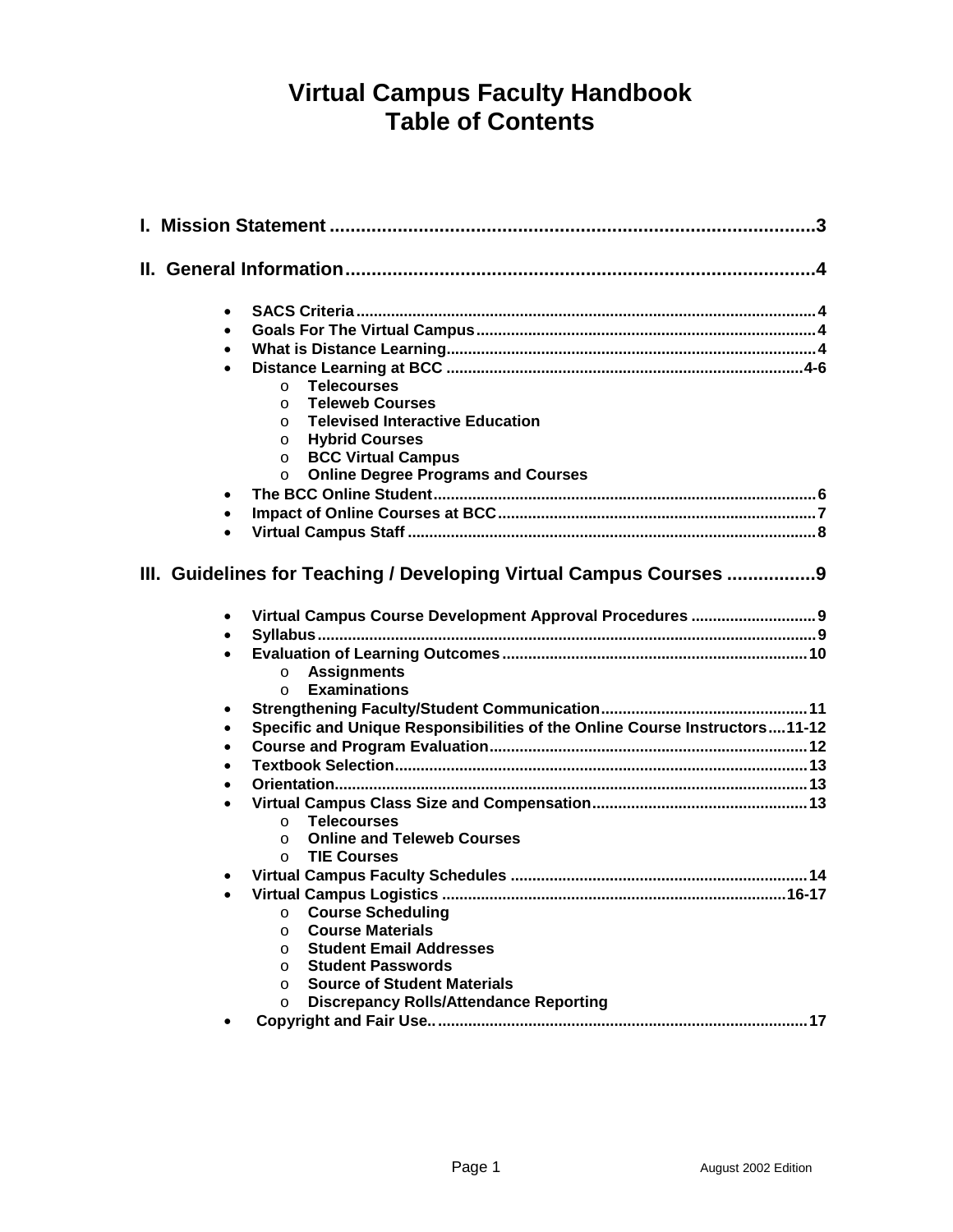# Virtual Campus Faculty Handbook
# Table of Contents

**I. Mission Statement ............................................................................................3**

**II. General Information.........................................................................................4**

- **SACS Criteria........................................................................................................4**
- **Goals For The Virtual Campus.............................................................................4**
- **What is Distance Learning....................................................................................4**
- **Distance Learning at BCC .................................................................................4-6**
  - **Telecourses**
  - **Teleweb Courses**
  - **Televised Interactive Education**
  - **Hybrid Courses**
  - **BCC Virtual Campus**
  - **Online Degree Programs and Courses**
- **The BCC Online Student.......................................................................................6**
- **Impact of Online Courses at BCC.........................................................................7**
- **Virtual Campus Staff .............................................................................................8**

**III. Guidelines for Teaching / Developing Virtual Campus Courses ................9**

- **Virtual Campus Course Development Approval Procedures ............................9**
- **Syllabus.................................................................................................................9**
- **Evaluation of Learning Outcomes.....................................................................10**
  - **Assignments**
  - **Examinations**
- **Strengthening Faculty/Student Communication...............................................11**
- **Specific and Unique Responsibilities of the Online Course Instructors....11-12**
- **Course and Program Evaluation........................................................................12**
- **Textbook Selection..............................................................................................13**
- **Orientation...........................................................................................................13**
- **Virtual Campus Class Size and Compensation.................................................13**
  - **Telecourses**
  - **Online and Teleweb Courses**
  - **TIE Courses**
- **Virtual Campus Faculty Schedules ...................................................................14**
- **Virtual Campus Logistics ...............................................................................16-17**
  - **Course Scheduling**
  - **Course Materials**
  - **Student Email Addresses**
  - **Student Passwords**
  - **Source of Student Materials**
  - **Discrepancy Rolls/Attendance Reporting**
- **Copyright and Fair Use.. ....................................................................................17**

August 2002 Edition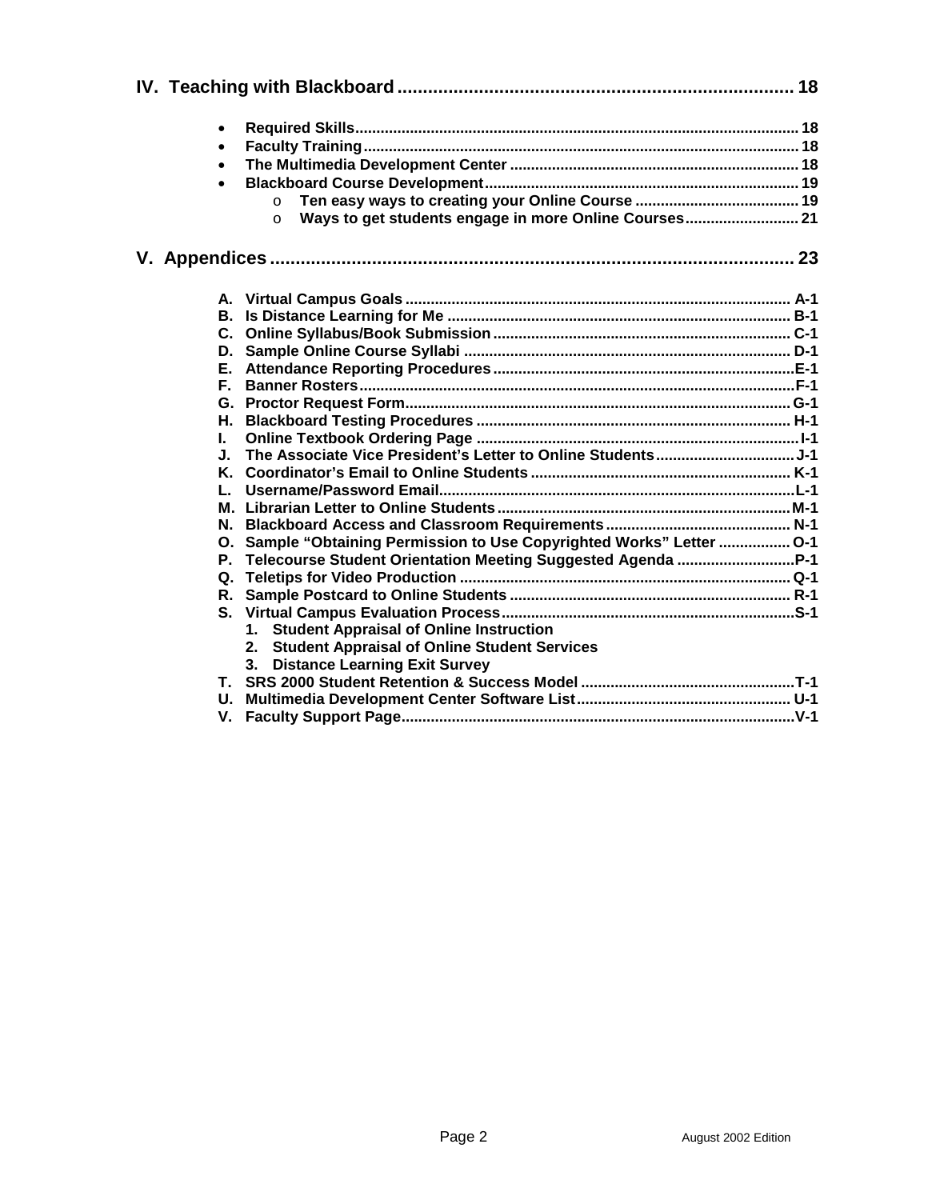## IV. Teaching with Blackboard .......... 18

- **Required Skills** .......... 18
- **Faculty Training** .......... 18
- **The Multimedia Development Center** .......... 18
- **Blackboard Course Development** .......... 19
  - **Ten easy ways to creating your Online Course** .......... 19
  - **Ways to get students engage in more Online Courses** .......... 21

## V. Appendices .......... 23

**A. Virtual Campus Goals** .......... A-1
**B. Is Distance Learning for Me** .......... B-1
**C. Online Syllabus/Book Submission** .......... C-1
**D. Sample Online Course Syllabi** .......... D-1
**E. Attendance Reporting Procedures** .......... E-1
**F. Banner Rosters** .......... F-1
**G. Proctor Request Form** .......... G-1
**H. Blackboard Testing Procedures** .......... H-1
**I. Online Textbook Ordering Page** .......... I-1
**J. The Associate Vice President's Letter to Online Students** .......... J-1
**K. Coordinator's Email to Online Students** .......... K-1
**L. Username/Password Email** .......... L-1
**M. Librarian Letter to Online Students** .......... M-1
**N. Blackboard Access and Classroom Requirements** .......... N-1
**O. Sample "Obtaining Permission to Use Copyrighted Works" Letter** .......... O-1
**P. Telecourse Student Orientation Meeting Suggested Agenda** .......... P-1
**Q. Teletips for Video Production** .......... Q-1
**R. Sample Postcard to Online Students** .......... R-1
**S. Virtual Campus Evaluation Process** .......... S-1

1. **Student Appraisal of Online Instruction**
2. **Student Appraisal of Online Student Services**
3. **Distance Learning Exit Survey**

**T. SRS 2000 Student Retention & Success Model** .......... T-1
**U. Multimedia Development Center Software List** .......... U-1
**V. Faculty Support Page** .......... V-1

August 2002 Edition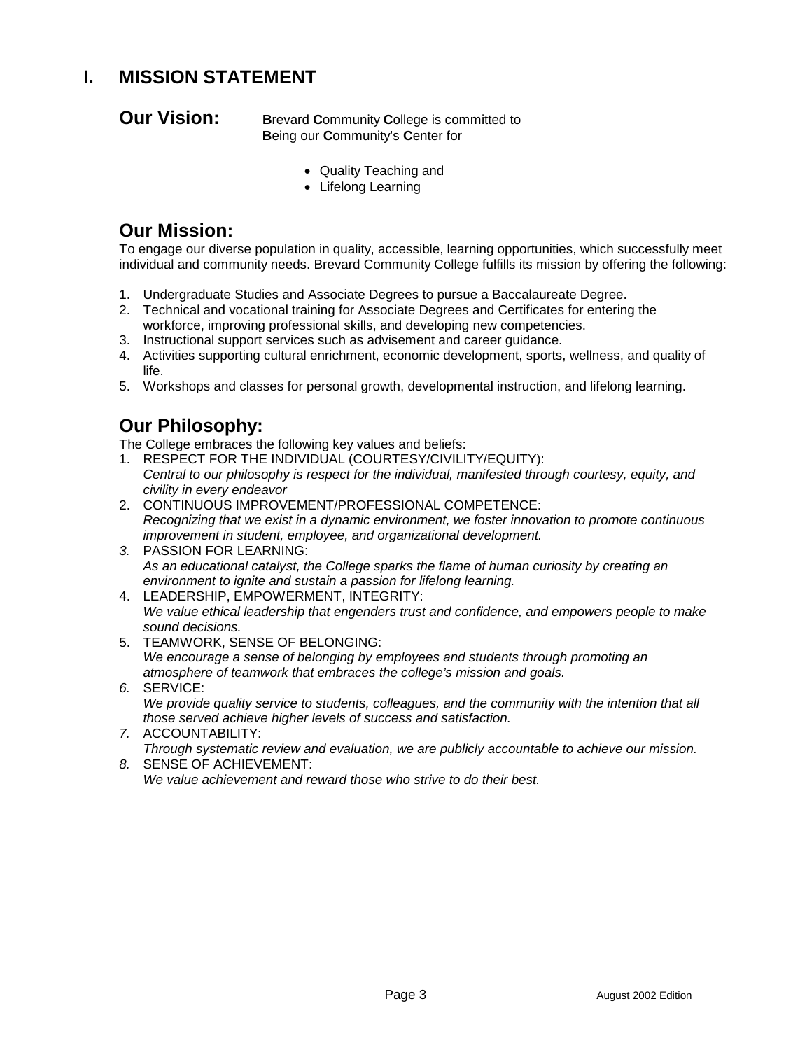# I. MISSION STATEMENT

## Our Vision:

**B**revard **C**ommunity **C**ollege is committed to **B**eing our **C**ommunity's **C**enter for

- Quality Teaching and
- Lifelong Learning

## Our Mission:

To engage our diverse population in quality, accessible, learning opportunities, which successfully meet individual and community needs. Brevard Community College fulfills its mission by offering the following:

1. Undergraduate Studies and Associate Degrees to pursue a Baccalaureate Degree.
2. Technical and vocational training for Associate Degrees and Certificates for entering the workforce, improving professional skills, and developing new competencies.
3. Instructional support services such as advisement and career guidance.
4. Activities supporting cultural enrichment, economic development, sports, wellness, and quality of life.
5. Workshops and classes for personal growth, developmental instruction, and lifelong learning.

## Our Philosophy:

The College embraces the following key values and beliefs:

1. RESPECT FOR THE INDIVIDUAL (COURTESY/CIVILITY/EQUITY):
   *Central to our philosophy is respect for the individual, manifested through courtesy, equity, and civility in every endeavor*
2. CONTINUOUS IMPROVEMENT/PROFESSIONAL COMPETENCE:
   *Recognizing that we exist in a dynamic environment, we foster innovation to promote continuous improvement in student, employee, and organizational development.*
3. PASSION FOR LEARNING:
   *As an educational catalyst, the College sparks the flame of human curiosity by creating an environment to ignite and sustain a passion for lifelong learning.*
4. LEADERSHIP, EMPOWERMENT, INTEGRITY:
   *We value ethical leadership that engenders trust and confidence, and empowers people to make sound decisions.*
5. TEAMWORK, SENSE OF BELONGING:
   *We encourage a sense of belonging by employees and students through promoting an atmosphere of teamwork that embraces the college's mission and goals.*
6. SERVICE:
   *We provide quality service to students, colleagues, and the community with the intention that all those served achieve higher levels of success and satisfaction.*
7. ACCOUNTABILITY:
   *Through systematic review and evaluation, we are publicly accountable to achieve our mission.*
8. SENSE OF ACHIEVEMENT:
   *We value achievement and reward those who strive to do their best.*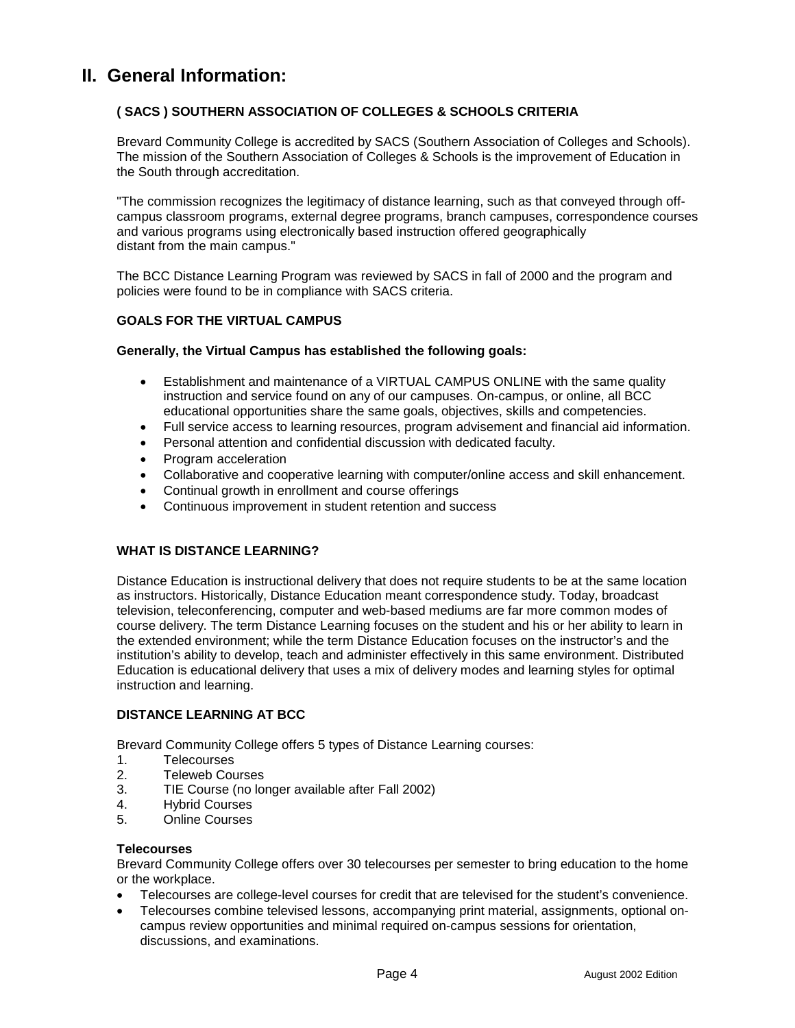# II. General Information:

### ( SACS ) SOUTHERN ASSOCIATION OF COLLEGES & SCHOOLS CRITERIA

Brevard Community College is accredited by SACS (Southern Association of Colleges and Schools). The mission of the Southern Association of Colleges & Schools is the improvement of Education in the South through accreditation.

"The commission recognizes the legitimacy of distance learning, such as that conveyed through off-campus classroom programs, external degree programs, branch campuses, correspondence courses and various programs using electronically based instruction offered geographically distant from the main campus."

The BCC Distance Learning Program was reviewed by SACS in fall of 2000 and the program and policies were found to be in compliance with SACS criteria.

### GOALS FOR THE VIRTUAL CAMPUS

**Generally, the Virtual Campus has established the following goals:**

- Establishment and maintenance of a VIRTUAL CAMPUS ONLINE with the same quality instruction and service found on any of our campuses. On-campus, or online, all BCC educational opportunities share the same goals, objectives, skills and competencies.
- Full service access to learning resources, program advisement and financial aid information.
- Personal attention and confidential discussion with dedicated faculty.
- Program acceleration
- Collaborative and cooperative learning with computer/online access and skill enhancement.
- Continual growth in enrollment and course offerings
- Continuous improvement in student retention and success

### WHAT IS DISTANCE LEARNING?

Distance Education is instructional delivery that does not require students to be at the same location as instructors. Historically, Distance Education meant correspondence study. Today, broadcast television, teleconferencing, computer and web-based mediums are far more common modes of course delivery. The term Distance Learning focuses on the student and his or her ability to learn in the extended environment; while the term Distance Education focuses on the instructor's and the institution's ability to develop, teach and administer effectively in this same environment. Distributed Education is educational delivery that uses a mix of delivery modes and learning styles for optimal instruction and learning.

### DISTANCE LEARNING AT BCC

Brevard Community College offers 5 types of Distance Learning courses:

1. Telecourses
2. Teleweb Courses
3. TIE Course (no longer available after Fall 2002)
4. Hybrid Courses
5. Online Courses

**Telecourses**

Brevard Community College offers over 30 telecourses per semester to bring education to the home or the workplace.

- Telecourses are college-level courses for credit that are televised for the student's convenience.
- Telecourses combine televised lessons, accompanying print material, assignments, optional on-campus review opportunities and minimal required on-campus sessions for orientation, discussions, and examinations.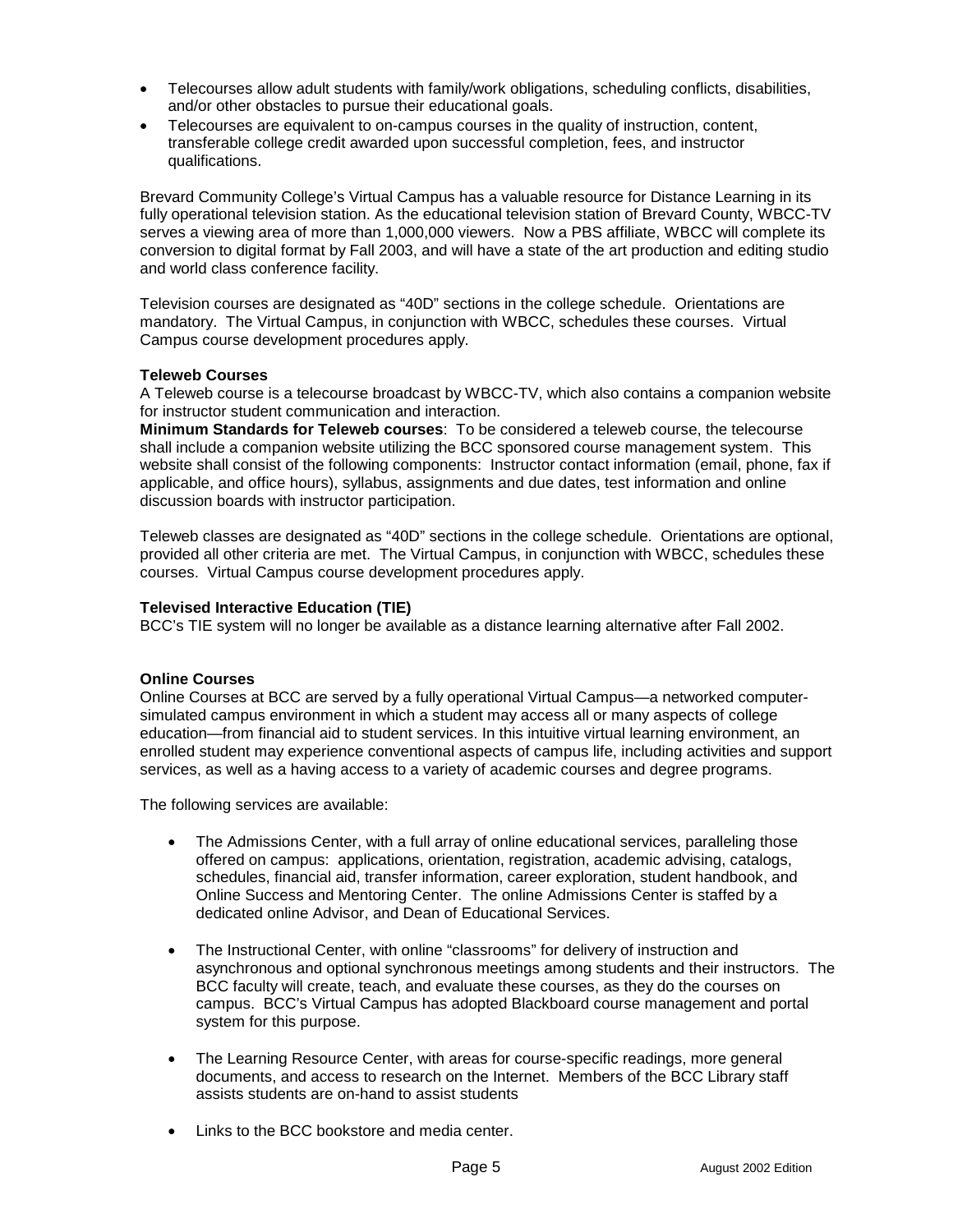- Telecourses allow adult students with family/work obligations, scheduling conflicts, disabilities, and/or other obstacles to pursue their educational goals.
- Telecourses are equivalent to on-campus courses in the quality of instruction, content, transferable college credit awarded upon successful completion, fees, and instructor qualifications.

Brevard Community College's Virtual Campus has a valuable resource for Distance Learning in its fully operational television station. As the educational television station of Brevard County, WBCC-TV serves a viewing area of more than 1,000,000 viewers. Now a PBS affiliate, WBCC will complete its conversion to digital format by Fall 2003, and will have a state of the art production and editing studio and world class conference facility.

Television courses are designated as "40D" sections in the college schedule. Orientations are mandatory. The Virtual Campus, in conjunction with WBCC, schedules these courses. Virtual Campus course development procedures apply.

**Teleweb Courses**

A Teleweb course is a telecourse broadcast by WBCC-TV, which also contains a companion website for instructor student communication and interaction.

**Minimum Standards for Teleweb courses**: To be considered a teleweb course, the telecourse shall include a companion website utilizing the BCC sponsored course management system. This website shall consist of the following components: Instructor contact information (email, phone, fax if applicable, and office hours), syllabus, assignments and due dates, test information and online discussion boards with instructor participation.

Teleweb classes are designated as "40D" sections in the college schedule. Orientations are optional, provided all other criteria are met. The Virtual Campus, in conjunction with WBCC, schedules these courses. Virtual Campus course development procedures apply.

**Televised Interactive Education (TIE)**

BCC's TIE system will no longer be available as a distance learning alternative after Fall 2002.

**Online Courses**

Online Courses at BCC are served by a fully operational Virtual Campus—a networked computer-simulated campus environment in which a student may access all or many aspects of college education—from financial aid to student services. In this intuitive virtual learning environment, an enrolled student may experience conventional aspects of campus life, including activities and support services, as well as a having access to a variety of academic courses and degree programs.

The following services are available:

- The Admissions Center, with a full array of online educational services, paralleling those offered on campus: applications, orientation, registration, academic advising, catalogs, schedules, financial aid, transfer information, career exploration, student handbook, and Online Success and Mentoring Center. The online Admissions Center is staffed by a dedicated online Advisor, and Dean of Educational Services.

- The Instructional Center, with online "classrooms" for delivery of instruction and asynchronous and optional synchronous meetings among students and their instructors. The BCC faculty will create, teach, and evaluate these courses, as they do the courses on campus. BCC's Virtual Campus has adopted Blackboard course management and portal system for this purpose.

- The Learning Resource Center, with areas for course-specific readings, more general documents, and access to research on the Internet. Members of the BCC Library staff assists students are on-hand to assist students

- Links to the BCC bookstore and media center.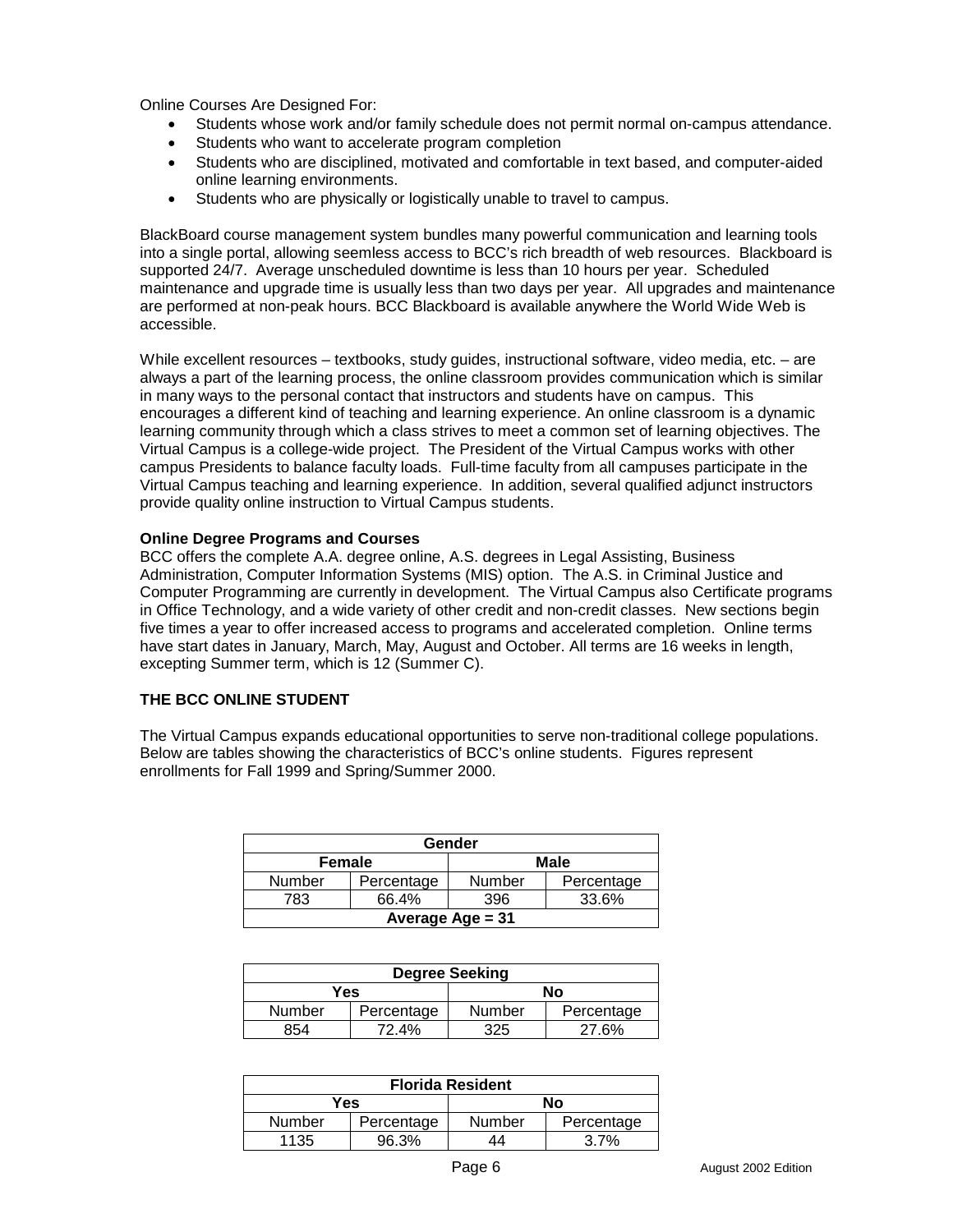Online Courses Are Designed For:

- Students whose work and/or family schedule does not permit normal on-campus attendance.
- Students who want to accelerate program completion
- Students who are disciplined, motivated and comfortable in text based, and computer-aided online learning environments.
- Students who are physically or logistically unable to travel to campus.

BlackBoard course management system bundles many powerful communication and learning tools into a single portal, allowing seemless access to BCC's rich breadth of web resources. Blackboard is supported 24/7. Average unscheduled downtime is less than 10 hours per year. Scheduled maintenance and upgrade time is usually less than two days per year. All upgrades and maintenance are performed at non-peak hours. BCC Blackboard is available anywhere the World Wide Web is accessible.

While excellent resources – textbooks, study guides, instructional software, video media, etc. – are always a part of the learning process, the online classroom provides communication which is similar in many ways to the personal contact that instructors and students have on campus. This encourages a different kind of teaching and learning experience. An online classroom is a dynamic learning community through which a class strives to meet a common set of learning objectives. The Virtual Campus is a college-wide project. The President of the Virtual Campus works with other campus Presidents to balance faculty loads. Full-time faculty from all campuses participate in the Virtual Campus teaching and learning experience. In addition, several qualified adjunct instructors provide quality online instruction to Virtual Campus students.

**Online Degree Programs and Courses**

BCC offers the complete A.A. degree online, A.S. degrees in Legal Assisting, Business Administration, Computer Information Systems (MIS) option. The A.S. in Criminal Justice and Computer Programming are currently in development. The Virtual Campus also Certificate programs in Office Technology, and a wide variety of other credit and non-credit classes. New sections begin five times a year to offer increased access to programs and accelerated completion. Online terms have start dates in January, March, May, August and October. All terms are 16 weeks in length, excepting Summer term, which is 12 (Summer C).

**THE BCC ONLINE STUDENT**

The Virtual Campus expands educational opportunities to serve non-traditional college populations. Below are tables showing the characteristics of BCC's online students. Figures represent enrollments for Fall 1999 and Spring/Summer 2000.

| **Gender** | | | |
|---|---|---|---|
| **Female** | | **Male** | |
| Number | Percentage | Number | Percentage |
| 783 | 66.4% | 396 | 33.6% |
| **Average Age = 31** | | | |

| **Degree Seeking** | | | |
|---|---|---|---|
| **Yes** | | **No** | |
| Number | Percentage | Number | Percentage |
| 854 | 72.4% | 325 | 27.6% |

| **Florida Resident** | | | |
|---|---|---|---|
| **Yes** | | **No** | |
| Number | Percentage | Number | Percentage |
| 1135 | 96.3% | 44 | 3.7% |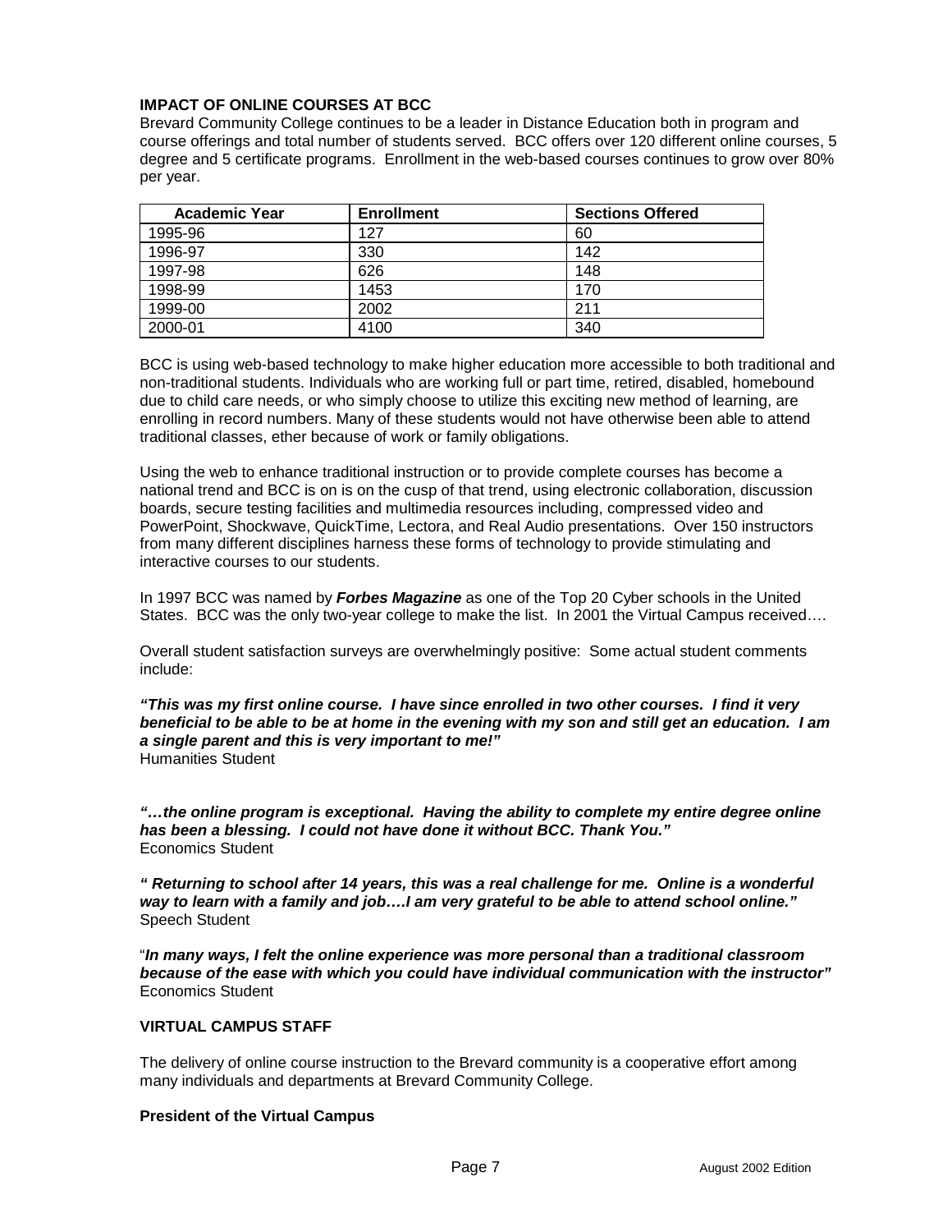### IMPACT OF ONLINE COURSES AT BCC

Brevard Community College continues to be a leader in Distance Education both in program and course offerings and total number of students served. BCC offers over 120 different online courses, 5 degree and 5 certificate programs. Enrollment in the web-based courses continues to grow over 80% per year.

| Academic Year | Enrollment | Sections Offered |
|---|---|---|
| 1995-96 | 127 | 60 |
| 1996-97 | 330 | 142 |
| 1997-98 | 626 | 148 |
| 1998-99 | 1453 | 170 |
| 1999-00 | 2002 | 211 |
| 2000-01 | 4100 | 340 |

BCC is using web-based technology to make higher education more accessible to both traditional and non-traditional students. Individuals who are working full or part time, retired, disabled, homebound due to child care needs, or who simply choose to utilize this exciting new method of learning, are enrolling in record numbers. Many of these students would not have otherwise been able to attend traditional classes, ether because of work or family obligations.

Using the web to enhance traditional instruction or to provide complete courses has become a national trend and BCC is on is on the cusp of that trend, using electronic collaboration, discussion boards, secure testing facilities and multimedia resources including, compressed video and PowerPoint, Shockwave, QuickTime, Lectora, and Real Audio presentations. Over 150 instructors from many different disciplines harness these forms of technology to provide stimulating and interactive courses to our students.

In 1997 BCC was named by ***Forbes Magazine*** as one of the Top 20 Cyber schools in the United States. BCC was the only two-year college to make the list. In 2001 the Virtual Campus received….

Overall student satisfaction surveys are overwhelmingly positive: Some actual student comments include:

***"This was my first online course. I have since enrolled in two other courses. I find it very beneficial to be able to be at home in the evening with my son and still get an education. I am a single parent and this is very important to me!"***
Humanities Student

***"…the online program is exceptional. Having the ability to complete my entire degree online has been a blessing. I could not have done it without BCC. Thank You."***
Economics Student

***" Returning to school after 14 years, this was a real challenge for me. Online is a wonderful way to learn with a family and job….I am very grateful to be able to attend school online."***
Speech Student

"***In many ways, I felt the online experience was more personal than a traditional classroom because of the ease with which you could have individual communication with the instructor"***
Economics Student

### VIRTUAL CAMPUS STAFF

The delivery of online course instruction to the Brevard community is a cooperative effort among many individuals and departments at Brevard Community College.

#### President of the Virtual Campus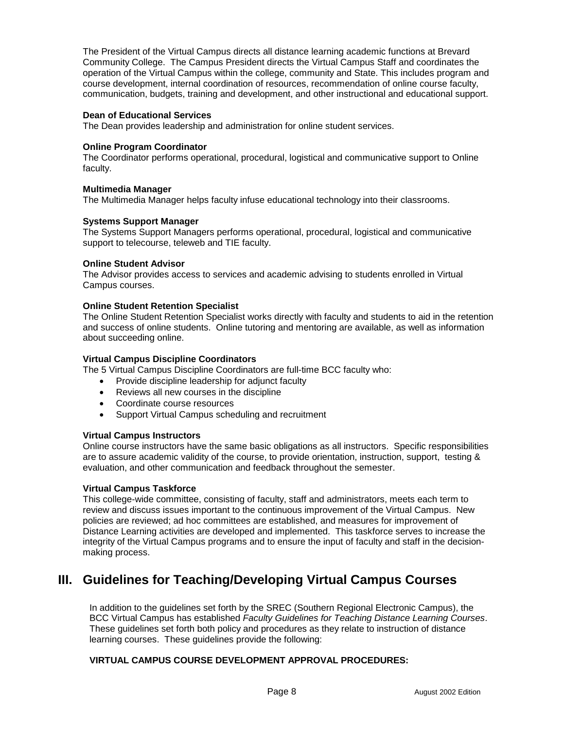The President of the Virtual Campus directs all distance learning academic functions at Brevard Community College. The Campus President directs the Virtual Campus Staff and coordinates the operation of the Virtual Campus within the college, community and State. This includes program and course development, internal coordination of resources, recommendation of online course faculty, communication, budgets, training and development, and other instructional and educational support.

**Dean of Educational Services**
The Dean provides leadership and administration for online student services.

**Online Program Coordinator**
The Coordinator performs operational, procedural, logistical and communicative support to Online faculty.

**Multimedia Manager**
The Multimedia Manager helps faculty infuse educational technology into their classrooms.

**Systems Support Manager**
The Systems Support Managers performs operational, procedural, logistical and communicative support to telecourse, teleweb and TIE faculty.

**Online Student Advisor**
The Advisor provides access to services and academic advising to students enrolled in Virtual Campus courses.

**Online Student Retention Specialist**
The Online Student Retention Specialist works directly with faculty and students to aid in the retention and success of online students. Online tutoring and mentoring are available, as well as information about succeeding online.

**Virtual Campus Discipline Coordinators**
The 5 Virtual Campus Discipline Coordinators are full-time BCC faculty who:

- Provide discipline leadership for adjunct faculty
- Reviews all new courses in the discipline
- Coordinate course resources
- Support Virtual Campus scheduling and recruitment

**Virtual Campus Instructors**
Online course instructors have the same basic obligations as all instructors. Specific responsibilities are to assure academic validity of the course, to provide orientation, instruction, support, testing & evaluation, and other communication and feedback throughout the semester.

**Virtual Campus Taskforce**
This college-wide committee, consisting of faculty, staff and administrators, meets each term to review and discuss issues important to the continuous improvement of the Virtual Campus. New policies are reviewed; ad hoc committees are established, and measures for improvement of Distance Learning activities are developed and implemented. This taskforce serves to increase the integrity of the Virtual Campus programs and to ensure the input of faculty and staff in the decision-making process.

# III. Guidelines for Teaching/Developing Virtual Campus Courses

In addition to the guidelines set forth by the SREC (Southern Regional Electronic Campus), the BCC Virtual Campus has established *Faculty Guidelines for Teaching Distance Learning Courses*. These guidelines set forth both policy and procedures as they relate to instruction of distance learning courses. These guidelines provide the following:

**VIRTUAL CAMPUS COURSE DEVELOPMENT APPROVAL PROCEDURES:**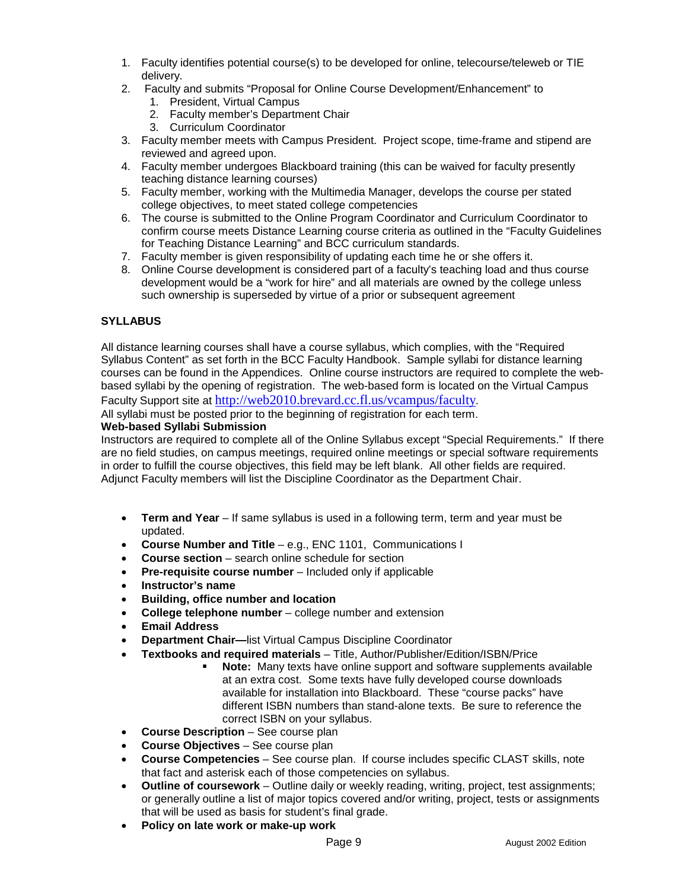1. Faculty identifies potential course(s) to be developed for online, telecourse/teleweb or TIE delivery.
2. Faculty and submits "Proposal for Online Course Development/Enhancement" to
   1. President, Virtual Campus
   2. Faculty member's Department Chair
   3. Curriculum Coordinator
3. Faculty member meets with Campus President. Project scope, time-frame and stipend are reviewed and agreed upon.
4. Faculty member undergoes Blackboard training (this can be waived for faculty presently teaching distance learning courses)
5. Faculty member, working with the Multimedia Manager, develops the course per stated college objectives, to meet stated college competencies
6. The course is submitted to the Online Program Coordinator and Curriculum Coordinator to confirm course meets Distance Learning course criteria as outlined in the "Faculty Guidelines for Teaching Distance Learning" and BCC curriculum standards.
7. Faculty member is given responsibility of updating each time he or she offers it.
8. Online Course development is considered part of a faculty's teaching load and thus course development would be a "work for hire" and all materials are owned by the college unless such ownership is superseded by virtue of a prior or subsequent agreement

## SYLLABUS

All distance learning courses shall have a course syllabus, which complies, with the "Required Syllabus Content" as set forth in the BCC Faculty Handbook. Sample syllabi for distance learning courses can be found in the Appendices. Online course instructors are required to complete the web-based syllabi by the opening of registration. The web-based form is located on the Virtual Campus Faculty Support site at http://web2010.brevard.cc.fl.us/vcampus/faculty.

All syllabi must be posted prior to the beginning of registration for each term.

**Web-based Syllabi Submission**

Instructors are required to complete all of the Online Syllabus except "Special Requirements." If there are no field studies, on campus meetings, required online meetings or special software requirements in order to fulfill the course objectives, this field may be left blank. All other fields are required. Adjunct Faculty members will list the Discipline Coordinator as the Department Chair.

- **Term and Year** – If same syllabus is used in a following term, term and year must be updated.
- **Course Number and Title** – e.g., ENC 1101, Communications I
- **Course section** – search online schedule for section
- **Pre-requisite course number** – Included only if applicable
- **Instructor's name**
- **Building, office number and location**
- **College telephone number** – college number and extension
- **Email Address**
- **Department Chair—**list Virtual Campus Discipline Coordinator
- **Textbooks and required materials** – Title, Author/Publisher/Edition/ISBN/Price
  - **Note:** Many texts have online support and software supplements available at an extra cost. Some texts have fully developed course downloads available for installation into Blackboard. These "course packs" have different ISBN numbers than stand-alone texts. Be sure to reference the correct ISBN on your syllabus.
- **Course Description** – See course plan
- **Course Objectives** – See course plan
- **Course Competencies** – See course plan. If course includes specific CLAST skills, note that fact and asterisk each of those competencies on syllabus.
- **Outline of coursework** – Outline daily or weekly reading, writing, project, test assignments; or generally outline a list of major topics covered and/or writing, project, tests or assignments that will be used as basis for student's final grade.
- **Policy on late work or make-up work**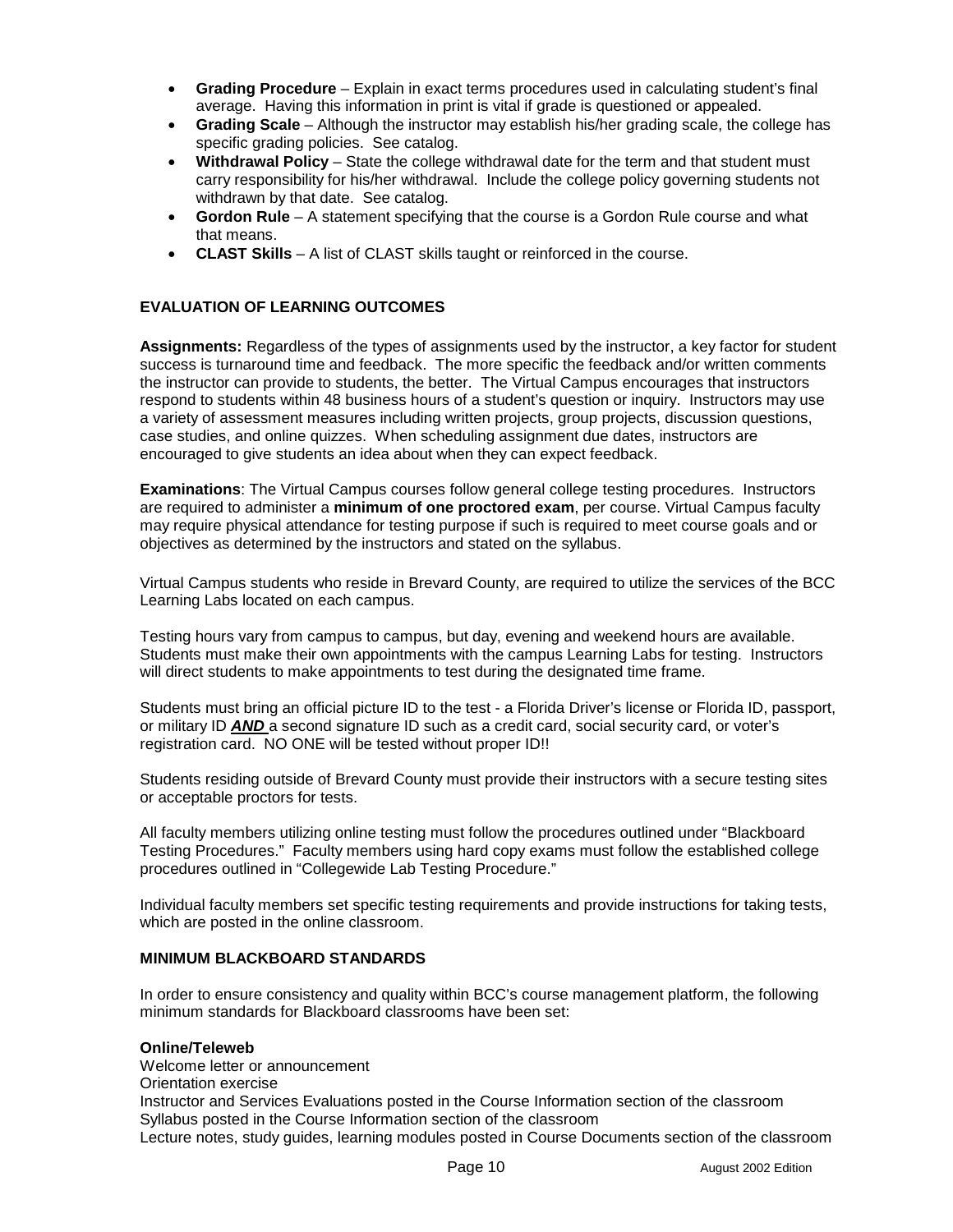- **Grading Procedure** – Explain in exact terms procedures used in calculating student's final average. Having this information in print is vital if grade is questioned or appealed.
- **Grading Scale** – Although the instructor may establish his/her grading scale, the college has specific grading policies. See catalog.
- **Withdrawal Policy** – State the college withdrawal date for the term and that student must carry responsibility for his/her withdrawal. Include the college policy governing students not withdrawn by that date. See catalog.
- **Gordon Rule** – A statement specifying that the course is a Gordon Rule course and what that means.
- **CLAST Skills** – A list of CLAST skills taught or reinforced in the course.

### EVALUATION OF LEARNING OUTCOMES

**Assignments:** Regardless of the types of assignments used by the instructor, a key factor for student success is turnaround time and feedback. The more specific the feedback and/or written comments the instructor can provide to students, the better. The Virtual Campus encourages that instructors respond to students within 48 business hours of a student's question or inquiry. Instructors may use a variety of assessment measures including written projects, group projects, discussion questions, case studies, and online quizzes. When scheduling assignment due dates, instructors are encouraged to give students an idea about when they can expect feedback.

**Examinations**: The Virtual Campus courses follow general college testing procedures. Instructors are required to administer a **minimum of one proctored exam**, per course. Virtual Campus faculty may require physical attendance for testing purpose if such is required to meet course goals and or objectives as determined by the instructors and stated on the syllabus.

Virtual Campus students who reside in Brevard County, are required to utilize the services of the BCC Learning Labs located on each campus.

Testing hours vary from campus to campus, but day, evening and weekend hours are available. Students must make their own appointments with the campus Learning Labs for testing. Instructors will direct students to make appointments to test during the designated time frame.

Students must bring an official picture ID to the test - a Florida Driver's license or Florida ID, passport, or military ID ***AND*** a second signature ID such as a credit card, social security card, or voter's registration card. NO ONE will be tested without proper ID!!

Students residing outside of Brevard County must provide their instructors with a secure testing sites or acceptable proctors for tests.

All faculty members utilizing online testing must follow the procedures outlined under "Blackboard Testing Procedures." Faculty members using hard copy exams must follow the established college procedures outlined in "Collegewide Lab Testing Procedure."

Individual faculty members set specific testing requirements and provide instructions for taking tests, which are posted in the online classroom.

### MINIMUM BLACKBOARD STANDARDS

In order to ensure consistency and quality within BCC's course management platform, the following minimum standards for Blackboard classrooms have been set:

**Online/Teleweb**

Welcome letter or announcement
Orientation exercise
Instructor and Services Evaluations posted in the Course Information section of the classroom
Syllabus posted in the Course Information section of the classroom
Lecture notes, study guides, learning modules posted in Course Documents section of the classroom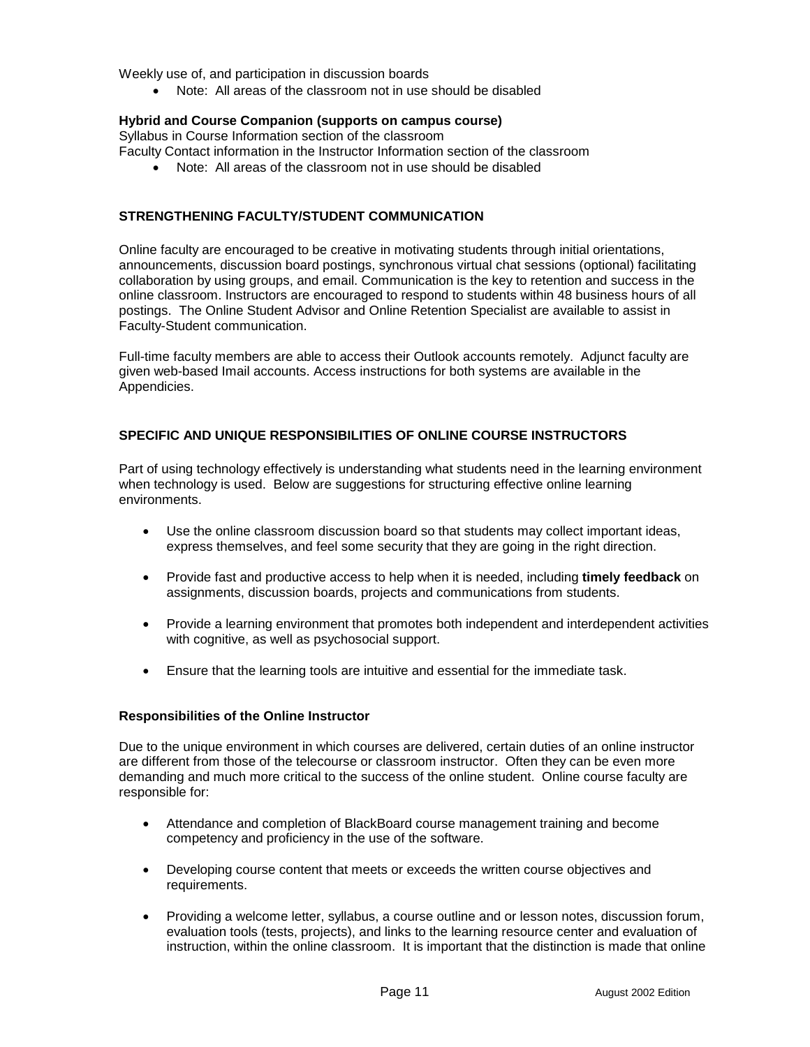Weekly use of, and participation in discussion boards

- Note: All areas of the classroom not in use should be disabled

**Hybrid and Course Companion (supports on campus course)**
Syllabus in Course Information section of the classroom
Faculty Contact information in the Instructor Information section of the classroom

- Note: All areas of the classroom not in use should be disabled

## STRENGTHENING FACULTY/STUDENT COMMUNICATION

Online faculty are encouraged to be creative in motivating students through initial orientations, announcements, discussion board postings, synchronous virtual chat sessions (optional) facilitating collaboration by using groups, and email. Communication is the key to retention and success in the online classroom. Instructors are encouraged to respond to students within 48 business hours of all postings. The Online Student Advisor and Online Retention Specialist are available to assist in Faculty-Student communication.

Full-time faculty members are able to access their Outlook accounts remotely. Adjunct faculty are given web-based Imail accounts. Access instructions for both systems are available in the Appendicies.

## SPECIFIC AND UNIQUE RESPONSIBILITIES OF ONLINE COURSE INSTRUCTORS

Part of using technology effectively is understanding what students need in the learning environment when technology is used. Below are suggestions for structuring effective online learning environments.

- Use the online classroom discussion board so that students may collect important ideas, express themselves, and feel some security that they are going in the right direction.
- Provide fast and productive access to help when it is needed, including **timely feedback** on assignments, discussion boards, projects and communications from students.
- Provide a learning environment that promotes both independent and interdependent activities with cognitive, as well as psychosocial support.
- Ensure that the learning tools are intuitive and essential for the immediate task.

### Responsibilities of the Online Instructor

Due to the unique environment in which courses are delivered, certain duties of an online instructor are different from those of the telecourse or classroom instructor. Often they can be even more demanding and much more critical to the success of the online student. Online course faculty are responsible for:

- Attendance and completion of BlackBoard course management training and become competency and proficiency in the use of the software.
- Developing course content that meets or exceeds the written course objectives and requirements.
- Providing a welcome letter, syllabus, a course outline and or lesson notes, discussion forum, evaluation tools (tests, projects), and links to the learning resource center and evaluation of instruction, within the online classroom. It is important that the distinction is made that online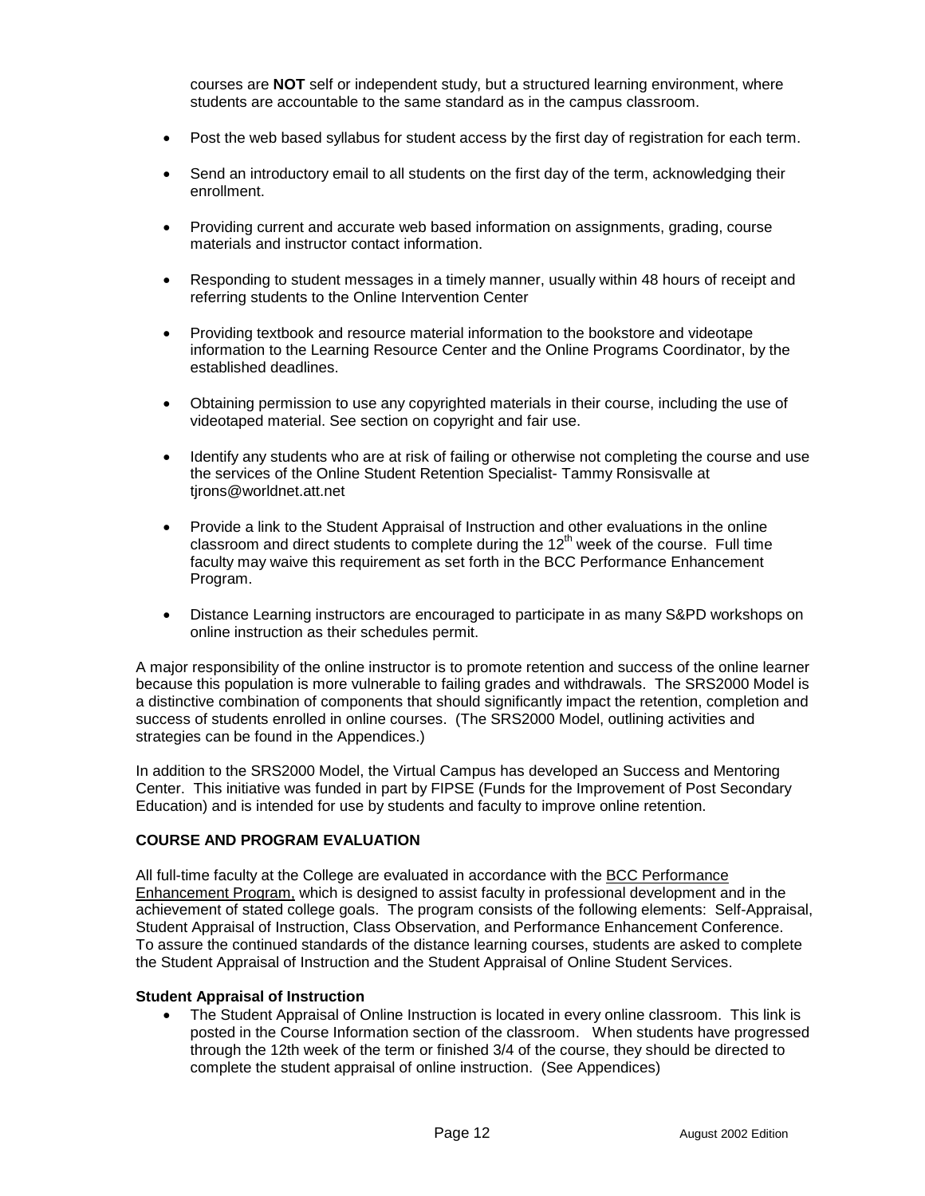courses are **NOT** self or independent study, but a structured learning environment, where students are accountable to the same standard as in the campus classroom.

- Post the web based syllabus for student access by the first day of registration for each term.
- Send an introductory email to all students on the first day of the term, acknowledging their enrollment.
- Providing current and accurate web based information on assignments, grading, course materials and instructor contact information.
- Responding to student messages in a timely manner, usually within 48 hours of receipt and referring students to the Online Intervention Center
- Providing textbook and resource material information to the bookstore and videotape information to the Learning Resource Center and the Online Programs Coordinator, by the established deadlines.
- Obtaining permission to use any copyrighted materials in their course, including the use of videotaped material. See section on copyright and fair use.
- Identify any students who are at risk of failing or otherwise not completing the course and use the services of the Online Student Retention Specialist- Tammy Ronsisvalle at tjrons@worldnet.att.net
- Provide a link to the Student Appraisal of Instruction and other evaluations in the online classroom and direct students to complete during the 12th week of the course. Full time faculty may waive this requirement as set forth in the BCC Performance Enhancement Program.
- Distance Learning instructors are encouraged to participate in as many S&PD workshops on online instruction as their schedules permit.

A major responsibility of the online instructor is to promote retention and success of the online learner because this population is more vulnerable to failing grades and withdrawals. The SRS2000 Model is a distinctive combination of components that should significantly impact the retention, completion and success of students enrolled in online courses. (The SRS2000 Model, outlining activities and strategies can be found in the Appendices.)

In addition to the SRS2000 Model, the Virtual Campus has developed an Success and Mentoring Center. This initiative was funded in part by FIPSE (Funds for the Improvement of Post Secondary Education) and is intended for use by students and faculty to improve online retention.

## COURSE AND PROGRAM EVALUATION

All full-time faculty at the College are evaluated in accordance with the BCC Performance Enhancement Program, which is designed to assist faculty in professional development and in the achievement of stated college goals. The program consists of the following elements: Self-Appraisal, Student Appraisal of Instruction, Class Observation, and Performance Enhancement Conference. To assure the continued standards of the distance learning courses, students are asked to complete the Student Appraisal of Instruction and the Student Appraisal of Online Student Services.

### Student Appraisal of Instruction

- The Student Appraisal of Online Instruction is located in every online classroom. This link is posted in the Course Information section of the classroom. When students have progressed through the 12th week of the term or finished 3/4 of the course, they should be directed to complete the student appraisal of online instruction. (See Appendices)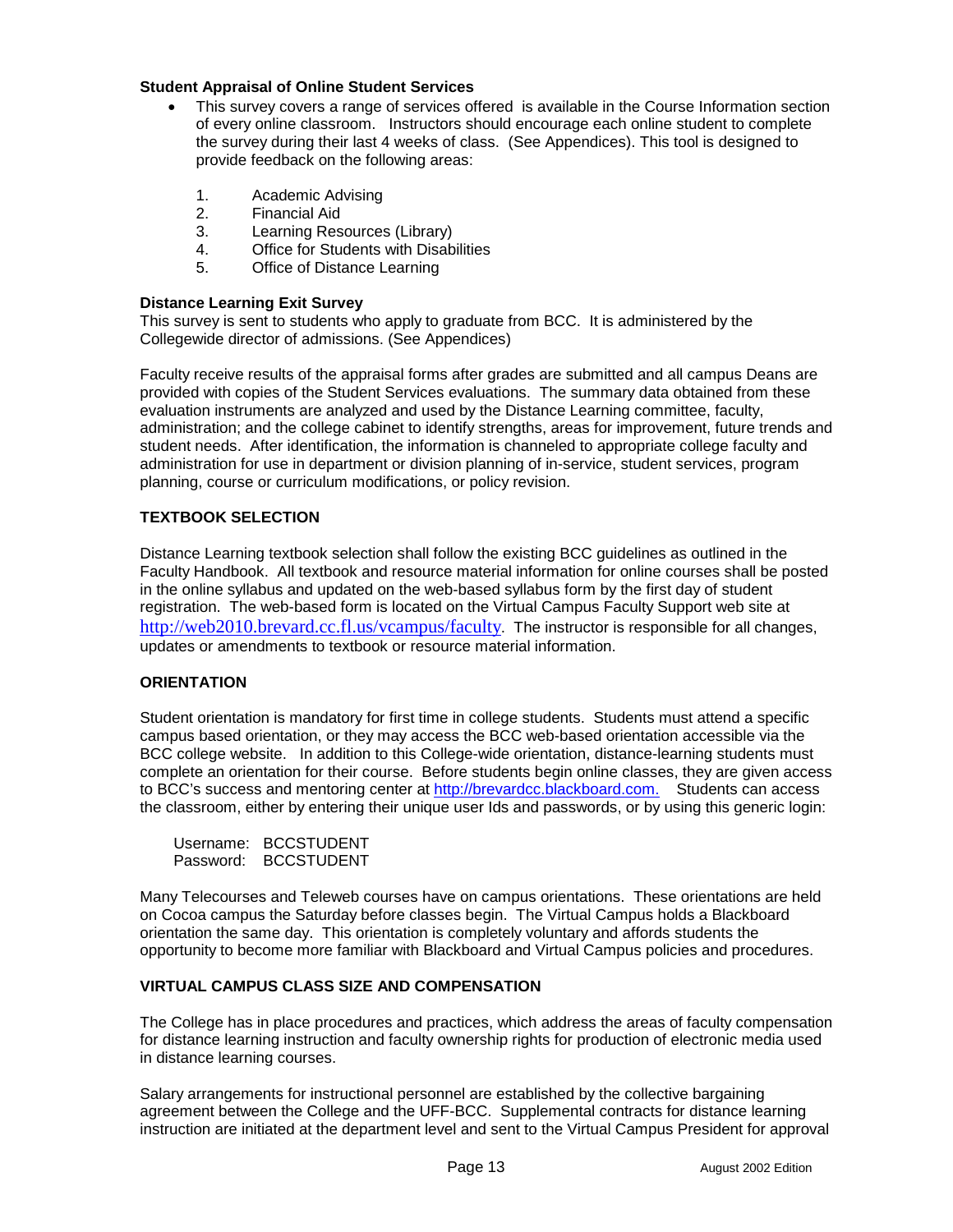**Student Appraisal of Online Student Services**

- This survey covers a range of services offered is available in the Course Information section of every online classroom. Instructors should encourage each online student to complete the survey during their last 4 weeks of class. (See Appendices). This tool is designed to provide feedback on the following areas:

    1. Academic Advising
    2. Financial Aid
    3. Learning Resources (Library)
    4. Office for Students with Disabilities
    5. Office of Distance Learning

**Distance Learning Exit Survey**

This survey is sent to students who apply to graduate from BCC. It is administered by the Collegewide director of admissions. (See Appendices)

Faculty receive results of the appraisal forms after grades are submitted and all campus Deans are provided with copies of the Student Services evaluations. The summary data obtained from these evaluation instruments are analyzed and used by the Distance Learning committee, faculty, administration; and the college cabinet to identify strengths, areas for improvement, future trends and student needs. After identification, the information is channeled to appropriate college faculty and administration for use in department or division planning of in-service, student services, program planning, course or curriculum modifications, or policy revision.

## TEXTBOOK SELECTION

Distance Learning textbook selection shall follow the existing BCC guidelines as outlined in the Faculty Handbook. All textbook and resource material information for online courses shall be posted in the online syllabus and updated on the web-based syllabus form by the first day of student registration. The web-based form is located on the Virtual Campus Faculty Support web site at http://web2010.brevard.cc.fl.us/vcampus/faculty. The instructor is responsible for all changes, updates or amendments to textbook or resource material information.

## ORIENTATION

Student orientation is mandatory for first time in college students. Students must attend a specific campus based orientation, or they may access the BCC web-based orientation accessible via the BCC college website. In addition to this College-wide orientation, distance-learning students must complete an orientation for their course. Before students begin online classes, they are given access to BCC's success and mentoring center at http://brevardcc.blackboard.com. Students can access the classroom, either by entering their unique user Ids and passwords, or by using this generic login:

Username: BCCSTUDENT
Password: BCCSTUDENT

Many Telecourses and Teleweb courses have on campus orientations. These orientations are held on Cocoa campus the Saturday before classes begin. The Virtual Campus holds a Blackboard orientation the same day. This orientation is completely voluntary and affords students the opportunity to become more familiar with Blackboard and Virtual Campus policies and procedures.

## VIRTUAL CAMPUS CLASS SIZE AND COMPENSATION

The College has in place procedures and practices, which address the areas of faculty compensation for distance learning instruction and faculty ownership rights for production of electronic media used in distance learning courses.

Salary arrangements for instructional personnel are established by the collective bargaining agreement between the College and the UFF-BCC. Supplemental contracts for distance learning instruction are initiated at the department level and sent to the Virtual Campus President for approval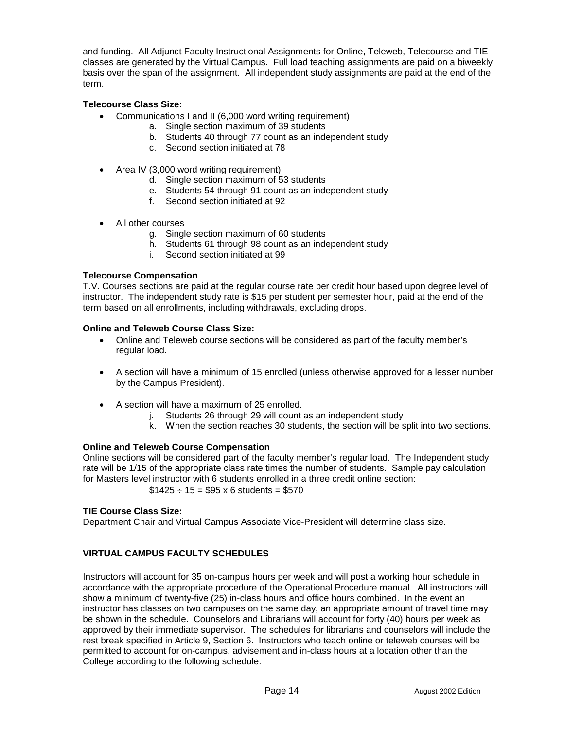and funding. All Adjunct Faculty Instructional Assignments for Online, Teleweb, Telecourse and TIE classes are generated by the Virtual Campus. Full load teaching assignments are paid on a biweekly basis over the span of the assignment. All independent study assignments are paid at the end of the term.

**Telecourse Class Size:**

- Communications I and II (6,000 word writing requirement)
  - a. Single section maximum of 39 students
  - b. Students 40 through 77 count as an independent study
  - c. Second section initiated at 78

- Area IV (3,000 word writing requirement)
  - d. Single section maximum of 53 students
  - e. Students 54 through 91 count as an independent study
  - f. Second section initiated at 92

- All other courses
  - g. Single section maximum of 60 students
  - h. Students 61 through 98 count as an independent study
  - i. Second section initiated at 99

**Telecourse Compensation**

T.V. Courses sections are paid at the regular course rate per credit hour based upon degree level of instructor. The independent study rate is $15 per student per semester hour, paid at the end of the term based on all enrollments, including withdrawals, excluding drops.

**Online and Teleweb Course Class Size:**

- Online and Teleweb course sections will be considered as part of the faculty member's regular load.

- A section will have a minimum of 15 enrolled (unless otherwise approved for a lesser number by the Campus President).

- A section will have a maximum of 25 enrolled.
  - j. Students 26 through 29 will count as an independent study
  - k. When the section reaches 30 students, the section will be split into two sections.

**Online and Teleweb Course Compensation**

Online sections will be considered part of the faculty member's regular load. The Independent study rate will be 1/15 of the appropriate class rate times the number of students. Sample pay calculation for Masters level instructor with 6 students enrolled in a three credit online section:

$1425 ÷ 15 = $95 x 6 students = $570

**TIE Course Class Size:**

Department Chair and Virtual Campus Associate Vice-President will determine class size.

**VIRTUAL CAMPUS FACULTY SCHEDULES**

Instructors will account for 35 on-campus hours per week and will post a working hour schedule in accordance with the appropriate procedure of the Operational Procedure manual. All instructors will show a minimum of twenty-five (25) in-class hours and office hours combined. In the event an instructor has classes on two campuses on the same day, an appropriate amount of travel time may be shown in the schedule. Counselors and Librarians will account for forty (40) hours per week as approved by their immediate supervisor. The schedules for librarians and counselors will include the rest break specified in Article 9, Section 6. Instructors who teach online or teleweb courses will be permitted to account for on-campus, advisement and in-class hours at a location other than the College according to the following schedule: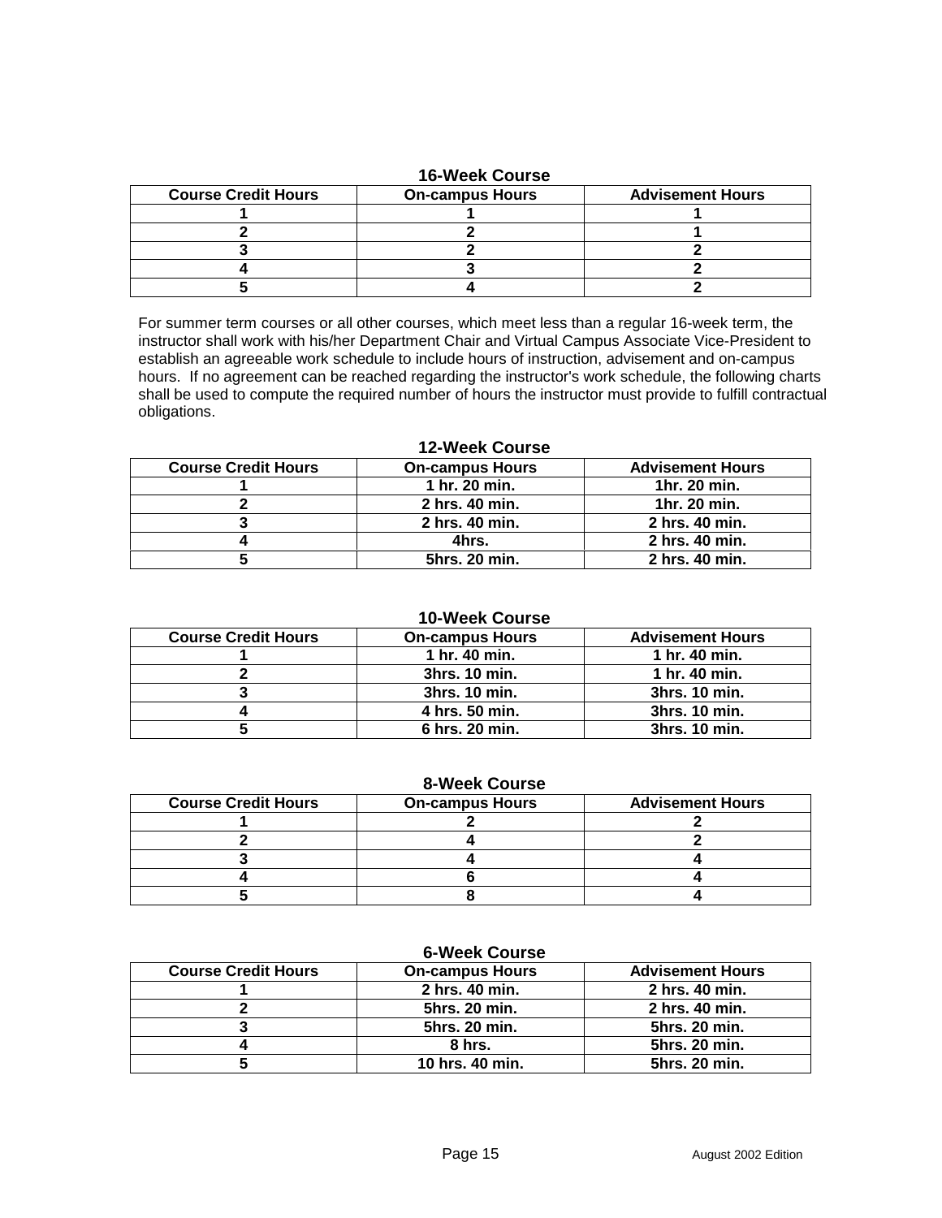### 16-Week Course

| Course Credit Hours | On-campus Hours | Advisement Hours |
|---|---|---|
| 1 | 1 | 1 |
| 2 | 2 | 1 |
| 3 | 2 | 2 |
| 4 | 3 | 2 |
| 5 | 4 | 2 |

For summer term courses or all other courses, which meet less than a regular 16-week term, the instructor shall work with his/her Department Chair and Virtual Campus Associate Vice-President to establish an agreeable work schedule to include hours of instruction, advisement and on-campus hours. If no agreement can be reached regarding the instructor's work schedule, the following charts shall be used to compute the required number of hours the instructor must provide to fulfill contractual obligations.

### 12-Week Course

| Course Credit Hours | On-campus Hours | Advisement Hours |
|---|---|---|
| 1 | 1 hr. 20 min. | 1hr. 20 min. |
| 2 | 2 hrs. 40 min. | 1hr. 20 min. |
| 3 | 2 hrs. 40 min. | 2 hrs. 40 min. |
| 4 | 4hrs. | 2 hrs. 40 min. |
| 5 | 5hrs. 20 min. | 2 hrs. 40 min. |

### 10-Week Course

| Course Credit Hours | On-campus Hours | Advisement Hours |
|---|---|---|
| 1 | 1 hr. 40 min. | 1 hr. 40 min. |
| 2 | 3hrs. 10 min. | 1 hr. 40 min. |
| 3 | 3hrs. 10 min. | 3hrs. 10 min. |
| 4 | 4 hrs. 50 min. | 3hrs. 10 min. |
| 5 | 6 hrs. 20 min. | 3hrs. 10 min. |

### 8-Week Course

| Course Credit Hours | On-campus Hours | Advisement Hours |
|---|---|---|
| 1 | 2 | 2 |
| 2 | 4 | 2 |
| 3 | 4 | 4 |
| 4 | 6 | 4 |
| 5 | 8 | 4 |

### 6-Week Course

| Course Credit Hours | On-campus Hours | Advisement Hours |
|---|---|---|
| 1 | 2 hrs. 40 min. | 2 hrs. 40 min. |
| 2 | 5hrs. 20 min. | 2 hrs. 40 min. |
| 3 | 5hrs. 20 min. | 5hrs. 20 min. |
| 4 | 8 hrs. | 5hrs. 20 min. |
| 5 | 10 hrs. 40 min. | 5hrs. 20 min. |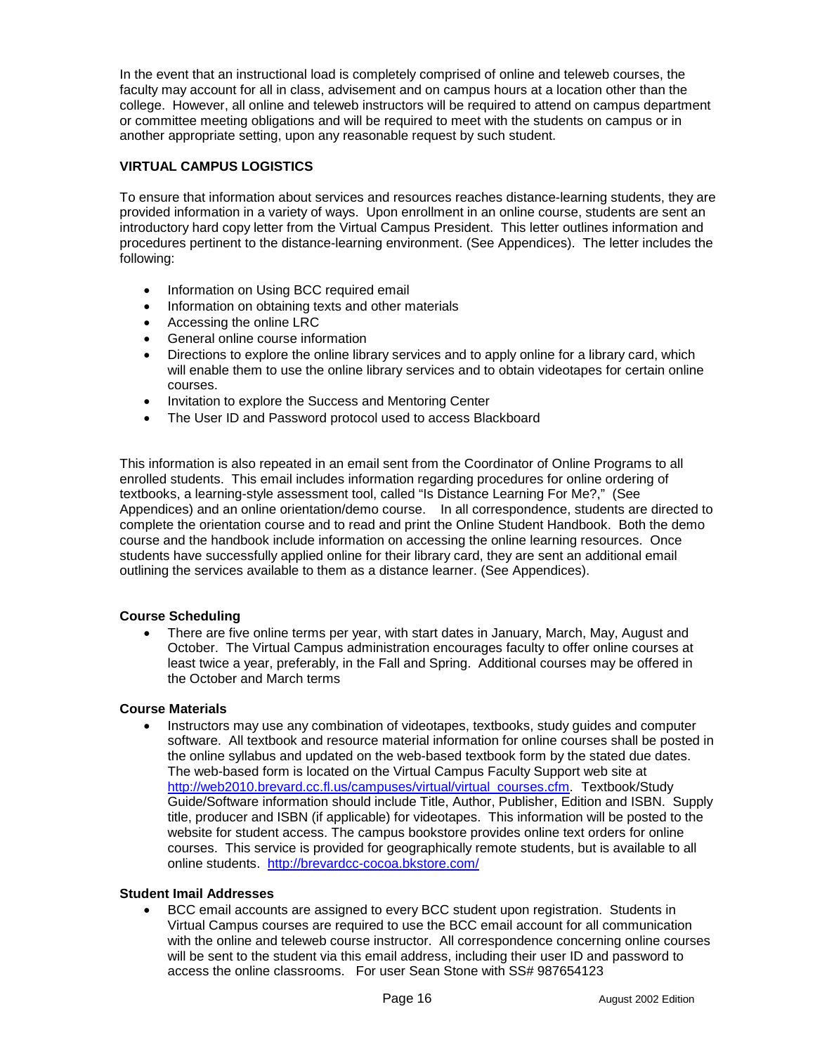In the event that an instructional load is completely comprised of online and teleweb courses, the faculty may account for all in class, advisement and on campus hours at a location other than the college. However, all online and teleweb instructors will be required to attend on campus department or committee meeting obligations and will be required to meet with the students on campus or in another appropriate setting, upon any reasonable request by such student.

**VIRTUAL CAMPUS LOGISTICS**

To ensure that information about services and resources reaches distance-learning students, they are provided information in a variety of ways. Upon enrollment in an online course, students are sent an introductory hard copy letter from the Virtual Campus President. This letter outlines information and procedures pertinent to the distance-learning environment. (See Appendices). The letter includes the following:

- Information on Using BCC required email
- Information on obtaining texts and other materials
- Accessing the online LRC
- General online course information
- Directions to explore the online library services and to apply online for a library card, which will enable them to use the online library services and to obtain videotapes for certain online courses.
- Invitation to explore the Success and Mentoring Center
- The User ID and Password protocol used to access Blackboard

This information is also repeated in an email sent from the Coordinator of Online Programs to all enrolled students. This email includes information regarding procedures for online ordering of textbooks, a learning-style assessment tool, called "Is Distance Learning For Me?," (See Appendices) and an online orientation/demo course. In all correspondence, students are directed to complete the orientation course and to read and print the Online Student Handbook. Both the demo course and the handbook include information on accessing the online learning resources. Once students have successfully applied online for their library card, they are sent an additional email outlining the services available to them as a distance learner. (See Appendices).

**Course Scheduling**

- There are five online terms per year, with start dates in January, March, May, August and October. The Virtual Campus administration encourages faculty to offer online courses at least twice a year, preferably, in the Fall and Spring. Additional courses may be offered in the October and March terms

**Course Materials**

- Instructors may use any combination of videotapes, textbooks, study guides and computer software. All textbook and resource material information for online courses shall be posted in the online syllabus and updated on the web-based textbook form by the stated due dates. The web-based form is located on the Virtual Campus Faculty Support web site at http://web2010.brevard.cc.fl.us/campuses/virtual/virtual_courses.cfm. Textbook/Study Guide/Software information should include Title, Author, Publisher, Edition and ISBN. Supply title, producer and ISBN (if applicable) for videotapes. This information will be posted to the website for student access. The campus bookstore provides online text orders for online courses. This service is provided for geographically remote students, but is available to all online students. http://brevardcc-cocoa.bkstore.com/

**Student Imail Addresses**

- BCC email accounts are assigned to every BCC student upon registration. Students in Virtual Campus courses are required to use the BCC email account for all communication with the online and teleweb course instructor. All correspondence concerning online courses will be sent to the student via this email address, including their user ID and password to access the online classrooms. For user Sean Stone with SS# 987654123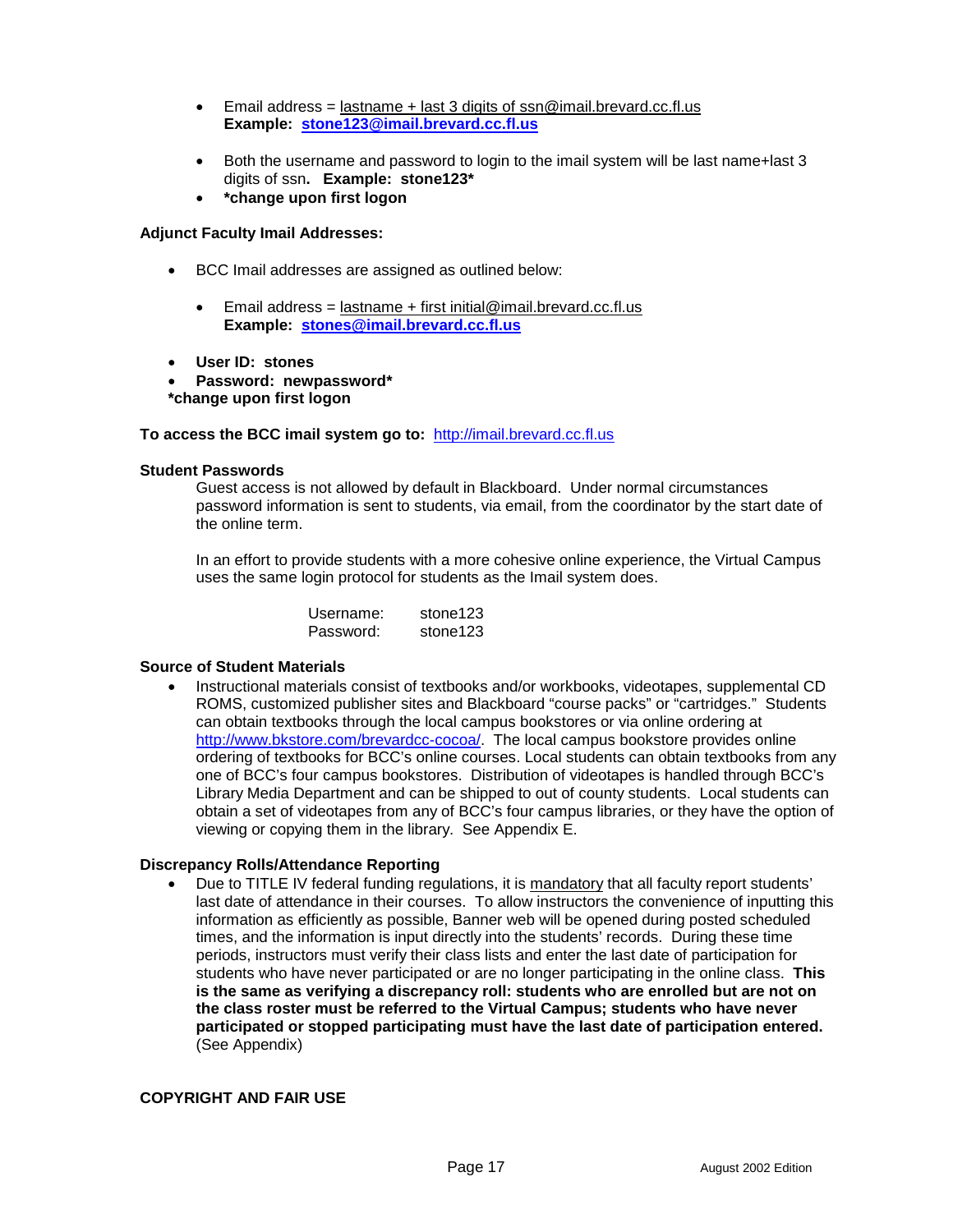- Email address = lastname + last 3 digits of ssn@imail.brevard.cc.fl.us
  **Example: stone123@imail.brevard.cc.fl.us**

- Both the username and password to login to the imail system will be last name+last 3 digits of ssn**. Example: stone123***
- ***change upon first logon**

**Adjunct Faculty Imail Addresses:**

- BCC Imail addresses are assigned as outlined below:

  - Email address = lastname + first initial@imail.brevard.cc.fl.us
    **Example: stones@imail.brevard.cc.fl.us**

- **User ID: stones**
- **Password: newpassword***

**\*change upon first logon**

**To access the BCC imail system go to:** http://imail.brevard.cc.fl.us

**Student Passwords**

Guest access is not allowed by default in Blackboard. Under normal circumstances password information is sent to students, via email, from the coordinator by the start date of the online term.

In an effort to provide students with a more cohesive online experience, the Virtual Campus uses the same login protocol for students as the Imail system does.

| | |
|---|---|
| Username: | stone123 |
| Password: | stone123 |

**Source of Student Materials**

- Instructional materials consist of textbooks and/or workbooks, videotapes, supplemental CD ROMS, customized publisher sites and Blackboard "course packs" or "cartridges." Students can obtain textbooks through the local campus bookstores or via online ordering at http://www.bkstore.com/brevardcc-cocoa/. The local campus bookstore provides online ordering of textbooks for BCC's online courses. Local students can obtain textbooks from any one of BCC's four campus bookstores. Distribution of videotapes is handled through BCC's Library Media Department and can be shipped to out of county students. Local students can obtain a set of videotapes from any of BCC's four campus libraries, or they have the option of viewing or copying them in the library. See Appendix E.

**Discrepancy Rolls/Attendance Reporting**

- Due to TITLE IV federal funding regulations, it is mandatory that all faculty report students' last date of attendance in their courses. To allow instructors the convenience of inputting this information as efficiently as possible, Banner web will be opened during posted scheduled times, and the information is input directly into the students' records. During these time periods, instructors must verify their class lists and enter the last date of participation for students who have never participated or are no longer participating in the online class. **This is the same as verifying a discrepancy roll: students who are enrolled but are not on the class roster must be referred to the Virtual Campus; students who have never participated or stopped participating must have the last date of participation entered.** (See Appendix)

**COPYRIGHT AND FAIR USE**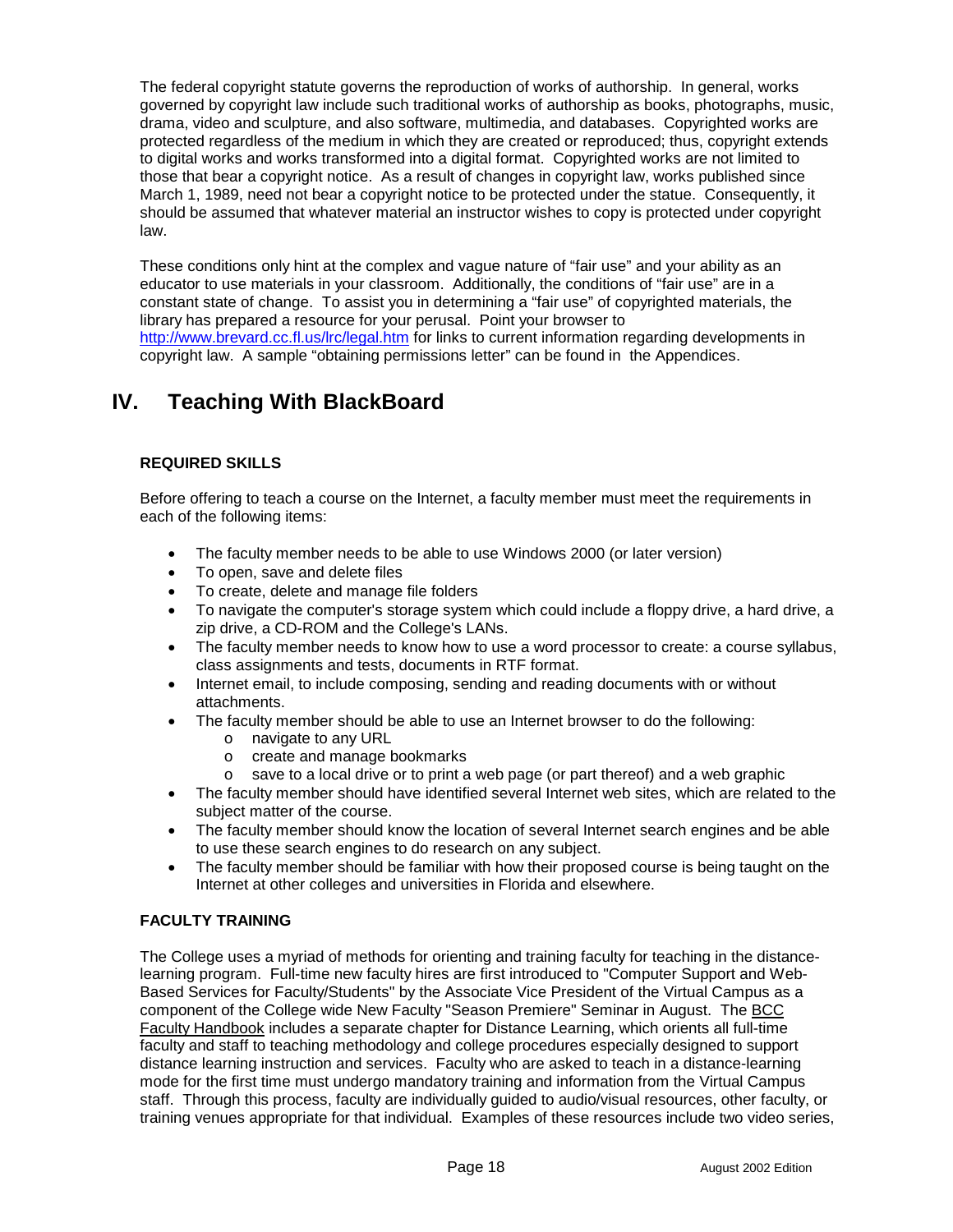The federal copyright statute governs the reproduction of works of authorship. In general, works governed by copyright law include such traditional works of authorship as books, photographs, music, drama, video and sculpture, and also software, multimedia, and databases. Copyrighted works are protected regardless of the medium in which they are created or reproduced; thus, copyright extends to digital works and works transformed into a digital format. Copyrighted works are not limited to those that bear a copyright notice. As a result of changes in copyright law, works published since March 1, 1989, need not bear a copyright notice to be protected under the statue. Consequently, it should be assumed that whatever material an instructor wishes to copy is protected under copyright law.

These conditions only hint at the complex and vague nature of "fair use" and your ability as an educator to use materials in your classroom. Additionally, the conditions of "fair use" are in a constant state of change. To assist you in determining a "fair use" of copyrighted materials, the library has prepared a resource for your perusal. Point your browser to http://www.brevard.cc.fl.us/lrc/legal.htm for links to current information regarding developments in copyright law. A sample "obtaining permissions letter" can be found in the Appendices.

# IV. Teaching With BlackBoard

### REQUIRED SKILLS

Before offering to teach a course on the Internet, a faculty member must meet the requirements in each of the following items:

- The faculty member needs to be able to use Windows 2000 (or later version)
- To open, save and delete files
- To create, delete and manage file folders
- To navigate the computer's storage system which could include a floppy drive, a hard drive, a zip drive, a CD-ROM and the College's LANs.
- The faculty member needs to know how to use a word processor to create: a course syllabus, class assignments and tests, documents in RTF format.
- Internet email, to include composing, sending and reading documents with or without attachments.
- The faculty member should be able to use an Internet browser to do the following:
  - navigate to any URL
  - create and manage bookmarks
  - save to a local drive or to print a web page (or part thereof) and a web graphic
- The faculty member should have identified several Internet web sites, which are related to the subject matter of the course.
- The faculty member should know the location of several Internet search engines and be able to use these search engines to do research on any subject.
- The faculty member should be familiar with how their proposed course is being taught on the Internet at other colleges and universities in Florida and elsewhere.

### FACULTY TRAINING

The College uses a myriad of methods for orienting and training faculty for teaching in the distance-learning program. Full-time new faculty hires are first introduced to "Computer Support and Web-Based Services for Faculty/Students" by the Associate Vice President of the Virtual Campus as a component of the College wide New Faculty "Season Premiere" Seminar in August. The BCC Faculty Handbook includes a separate chapter for Distance Learning, which orients all full-time faculty and staff to teaching methodology and college procedures especially designed to support distance learning instruction and services. Faculty who are asked to teach in a distance-learning mode for the first time must undergo mandatory training and information from the Virtual Campus staff. Through this process, faculty are individually guided to audio/visual resources, other faculty, or training venues appropriate for that individual. Examples of these resources include two video series,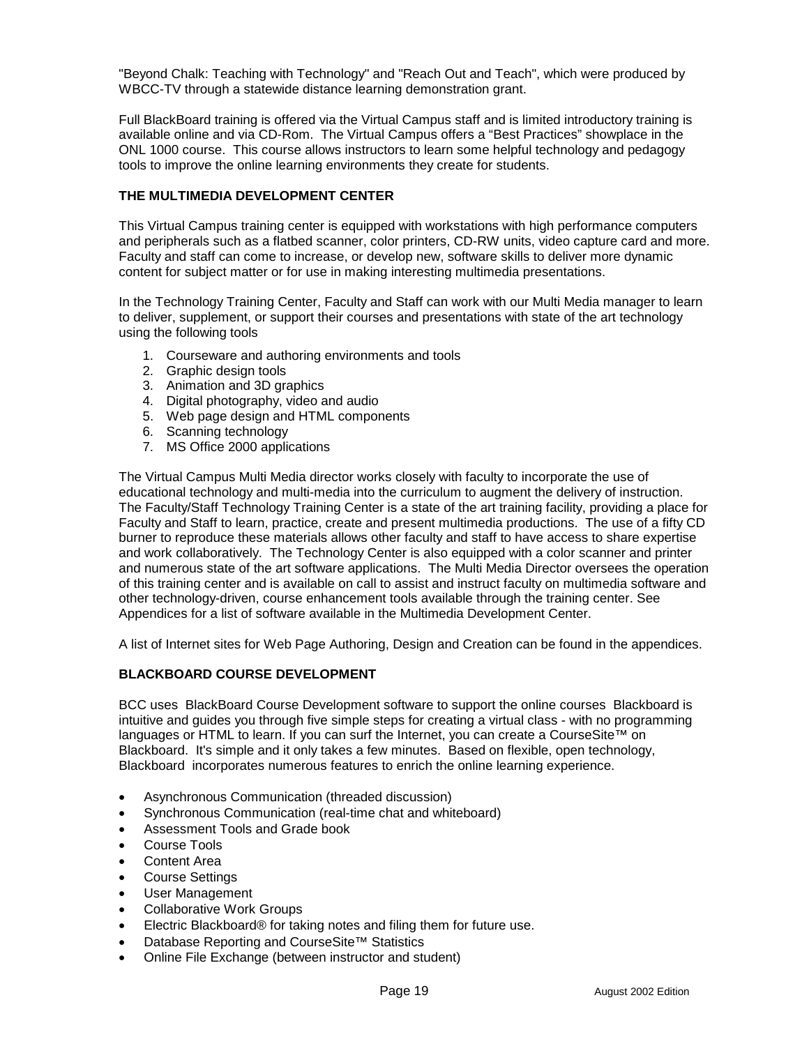"Beyond Chalk: Teaching with Technology" and "Reach Out and Teach", which were produced by WBCC-TV through a statewide distance learning demonstration grant.

Full BlackBoard training is offered via the Virtual Campus staff and is limited introductory training is available online and via CD-Rom. The Virtual Campus offers a "Best Practices" showplace in the ONL 1000 course. This course allows instructors to learn some helpful technology and pedagogy tools to improve the online learning environments they create for students.

### THE MULTIMEDIA DEVELOPMENT CENTER

This Virtual Campus training center is equipped with workstations with high performance computers and peripherals such as a flatbed scanner, color printers, CD-RW units, video capture card and more. Faculty and staff can come to increase, or develop new, software skills to deliver more dynamic content for subject matter or for use in making interesting multimedia presentations.

In the Technology Training Center, Faculty and Staff can work with our Multi Media manager to learn to deliver, supplement, or support their courses and presentations with state of the art technology using the following tools

1. Courseware and authoring environments and tools
2. Graphic design tools
3. Animation and 3D graphics
4. Digital photography, video and audio
5. Web page design and HTML components
6. Scanning technology
7. MS Office 2000 applications

The Virtual Campus Multi Media director works closely with faculty to incorporate the use of educational technology and multi-media into the curriculum to augment the delivery of instruction. The Faculty/Staff Technology Training Center is a state of the art training facility, providing a place for Faculty and Staff to learn, practice, create and present multimedia productions. The use of a fifty CD burner to reproduce these materials allows other faculty and staff to have access to share expertise and work collaboratively. The Technology Center is also equipped with a color scanner and printer and numerous state of the art software applications. The Multi Media Director oversees the operation of this training center and is available on call to assist and instruct faculty on multimedia software and other technology-driven, course enhancement tools available through the training center. See Appendices for a list of software available in the Multimedia Development Center.

A list of Internet sites for Web Page Authoring, Design and Creation can be found in the appendices.

### BLACKBOARD COURSE DEVELOPMENT

BCC uses BlackBoard Course Development software to support the online courses Blackboard is intuitive and guides you through five simple steps for creating a virtual class - with no programming languages or HTML to learn. If you can surf the Internet, you can create a CourseSite™ on Blackboard. It's simple and it only takes a few minutes. Based on flexible, open technology, Blackboard incorporates numerous features to enrich the online learning experience.

- Asynchronous Communication (threaded discussion)
- Synchronous Communication (real-time chat and whiteboard)
- Assessment Tools and Grade book
- Course Tools
- Content Area
- Course Settings
- User Management
- Collaborative Work Groups
- Electric Blackboard® for taking notes and filing them for future use.
- Database Reporting and CourseSite™ Statistics
- Online File Exchange (between instructor and student)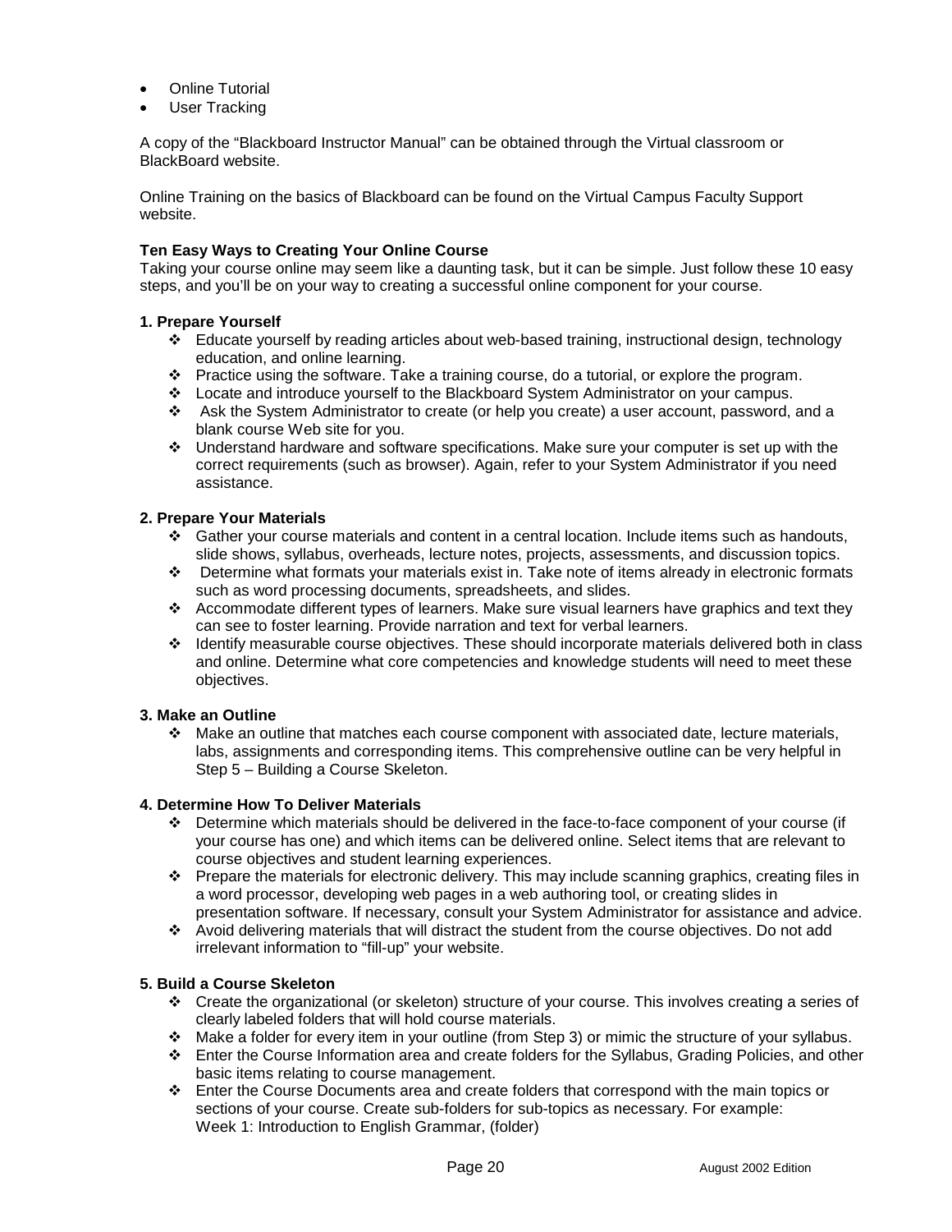- Online Tutorial
- User Tracking

A copy of the "Blackboard Instructor Manual" can be obtained through the Virtual classroom or BlackBoard website.

Online Training on the basics of Blackboard can be found on the Virtual Campus Faculty Support website.

**Ten Easy Ways to Creating Your Online Course**

Taking your course online may seem like a daunting task, but it can be simple. Just follow these 10 easy steps, and you'll be on your way to creating a successful online component for your course.

**1. Prepare Yourself**

- Educate yourself by reading articles about web-based training, instructional design, technology education, and online learning.
- Practice using the software. Take a training course, do a tutorial, or explore the program.
- Locate and introduce yourself to the Blackboard System Administrator on your campus.
- Ask the System Administrator to create (or help you create) a user account, password, and a blank course Web site for you.
- Understand hardware and software specifications. Make sure your computer is set up with the correct requirements (such as browser). Again, refer to your System Administrator if you need assistance.

**2. Prepare Your Materials**

- Gather your course materials and content in a central location. Include items such as handouts, slide shows, syllabus, overheads, lecture notes, projects, assessments, and discussion topics.
- Determine what formats your materials exist in. Take note of items already in electronic formats such as word processing documents, spreadsheets, and slides.
- Accommodate different types of learners. Make sure visual learners have graphics and text they can see to foster learning. Provide narration and text for verbal learners.
- Identify measurable course objectives. These should incorporate materials delivered both in class and online. Determine what core competencies and knowledge students will need to meet these objectives.

**3. Make an Outline**

- Make an outline that matches each course component with associated date, lecture materials, labs, assignments and corresponding items. This comprehensive outline can be very helpful in Step 5 – Building a Course Skeleton.

**4. Determine How To Deliver Materials**

- Determine which materials should be delivered in the face-to-face component of your course (if your course has one) and which items can be delivered online. Select items that are relevant to course objectives and student learning experiences.
- Prepare the materials for electronic delivery. This may include scanning graphics, creating files in a word processor, developing web pages in a web authoring tool, or creating slides in presentation software. If necessary, consult your System Administrator for assistance and advice.
- Avoid delivering materials that will distract the student from the course objectives. Do not add irrelevant information to "fill-up" your website.

**5. Build a Course Skeleton**

- Create the organizational (or skeleton) structure of your course. This involves creating a series of clearly labeled folders that will hold course materials.
- Make a folder for every item in your outline (from Step 3) or mimic the structure of your syllabus.
- Enter the Course Information area and create folders for the Syllabus, Grading Policies, and other basic items relating to course management.
- Enter the Course Documents area and create folders that correspond with the main topics or sections of your course. Create sub-folders for sub-topics as necessary. For example:
  Week 1: Introduction to English Grammar, (folder)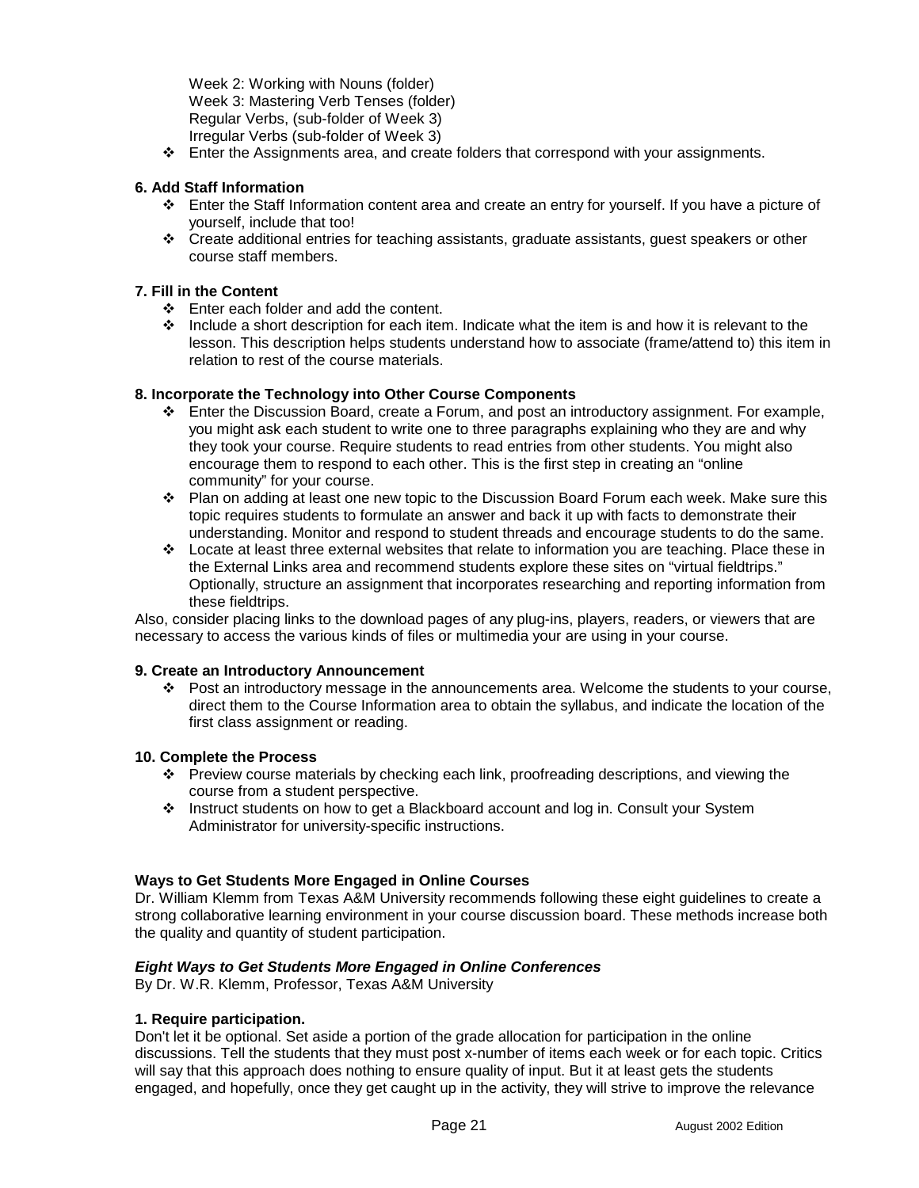Week 2: Working with Nouns (folder)
Week 3: Mastering Verb Tenses (folder)
Regular Verbs, (sub-folder of Week 3)
Irregular Verbs (sub-folder of Week 3)

- Enter the Assignments area, and create folders that correspond with your assignments.

**6. Add Staff Information**

- Enter the Staff Information content area and create an entry for yourself. If you have a picture of yourself, include that too!
- Create additional entries for teaching assistants, graduate assistants, guest speakers or other course staff members.

**7. Fill in the Content**

- Enter each folder and add the content.
- Include a short description for each item. Indicate what the item is and how it is relevant to the lesson. This description helps students understand how to associate (frame/attend to) this item in relation to rest of the course materials.

**8. Incorporate the Technology into Other Course Components**

- Enter the Discussion Board, create a Forum, and post an introductory assignment. For example, you might ask each student to write one to three paragraphs explaining who they are and why they took your course. Require students to read entries from other students. You might also encourage them to respond to each other. This is the first step in creating an "online community" for your course.
- Plan on adding at least one new topic to the Discussion Board Forum each week. Make sure this topic requires students to formulate an answer and back it up with facts to demonstrate their understanding. Monitor and respond to student threads and encourage students to do the same.
- Locate at least three external websites that relate to information you are teaching. Place these in the External Links area and recommend students explore these sites on "virtual fieldtrips." Optionally, structure an assignment that incorporates researching and reporting information from these fieldtrips.

Also, consider placing links to the download pages of any plug-ins, players, readers, or viewers that are necessary to access the various kinds of files or multimedia your are using in your course.

**9. Create an Introductory Announcement**

- Post an introductory message in the announcements area. Welcome the students to your course, direct them to the Course Information area to obtain the syllabus, and indicate the location of the first class assignment or reading.

**10. Complete the Process**

- Preview course materials by checking each link, proofreading descriptions, and viewing the course from a student perspective.
- Instruct students on how to get a Blackboard account and log in. Consult your System Administrator for university-specific instructions.

**Ways to Get Students More Engaged in Online Courses**

Dr. William Klemm from Texas A&M University recommends following these eight guidelines to create a strong collaborative learning environment in your course discussion board. These methods increase both the quality and quantity of student participation.

***Eight Ways to Get Students More Engaged in Online Conferences***

By Dr. W.R. Klemm, Professor, Texas A&M University

**1. Require participation.**

Don't let it be optional. Set aside a portion of the grade allocation for participation in the online discussions. Tell the students that they must post x-number of items each week or for each topic. Critics will say that this approach does nothing to ensure quality of input. But it at least gets the students engaged, and hopefully, once they get caught up in the activity, they will strive to improve the relevance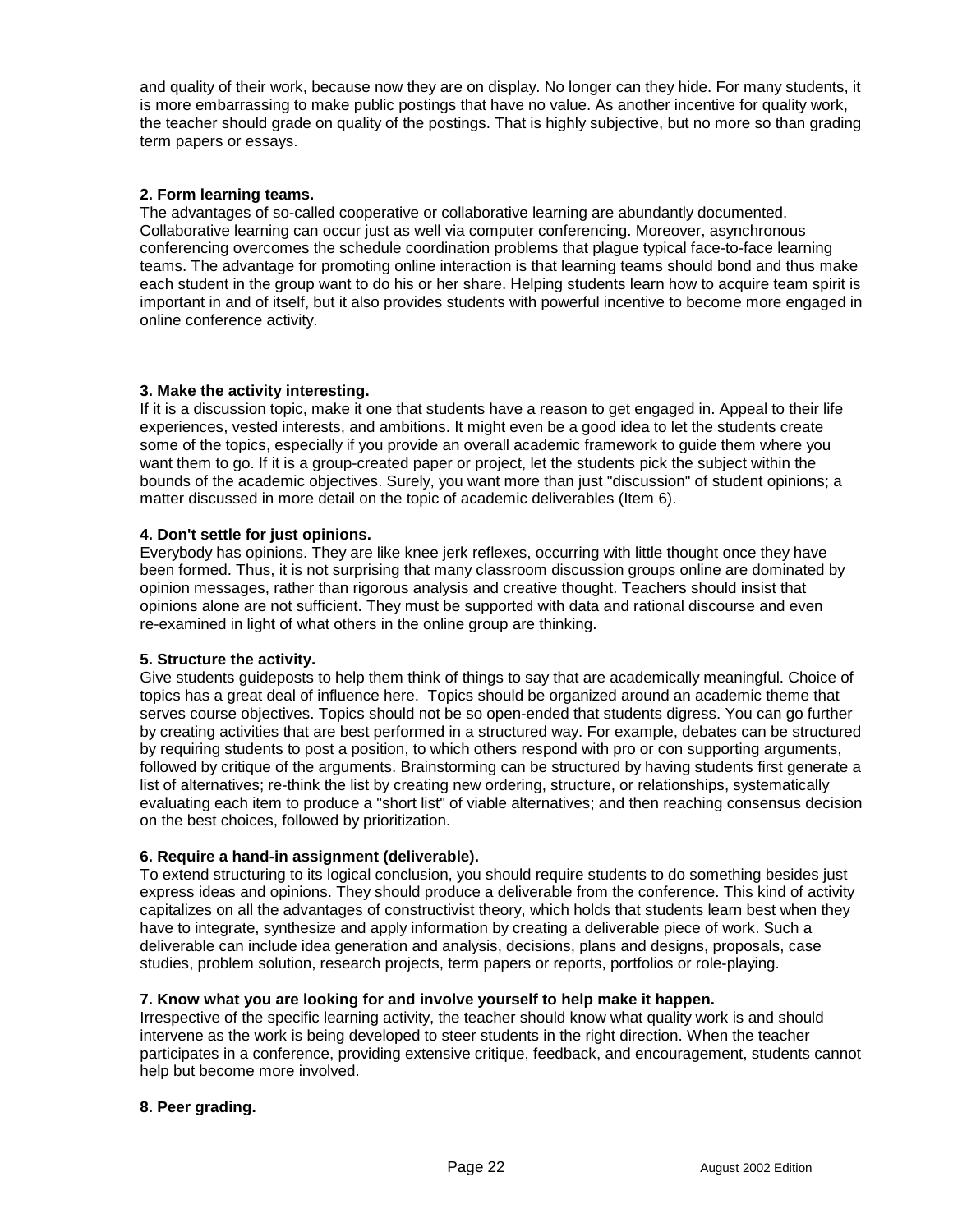and quality of their work, because now they are on display. No longer can they hide. For many students, it is more embarrassing to make public postings that have no value. As another incentive for quality work, the teacher should grade on quality of the postings. That is highly subjective, but no more so than grading term papers or essays.

**2. Form learning teams.**
The advantages of so-called cooperative or collaborative learning are abundantly documented. Collaborative learning can occur just as well via computer conferencing. Moreover, asynchronous conferencing overcomes the schedule coordination problems that plague typical face-to-face learning teams. The advantage for promoting online interaction is that learning teams should bond and thus make each student in the group want to do his or her share. Helping students learn how to acquire team spirit is important in and of itself, but it also provides students with powerful incentive to become more engaged in online conference activity.

**3. Make the activity interesting.**
If it is a discussion topic, make it one that students have a reason to get engaged in. Appeal to their life experiences, vested interests, and ambitions. It might even be a good idea to let the students create some of the topics, especially if you provide an overall academic framework to guide them where you want them to go. If it is a group-created paper or project, let the students pick the subject within the bounds of the academic objectives. Surely, you want more than just "discussion" of student opinions; a matter discussed in more detail on the topic of academic deliverables (Item 6).

**4. Don't settle for just opinions.**
Everybody has opinions. They are like knee jerk reflexes, occurring with little thought once they have been formed. Thus, it is not surprising that many classroom discussion groups online are dominated by opinion messages, rather than rigorous analysis and creative thought. Teachers should insist that opinions alone are not sufficient. They must be supported with data and rational discourse and even re-examined in light of what others in the online group are thinking.

**5. Structure the activity.**
Give students guideposts to help them think of things to say that are academically meaningful. Choice of topics has a great deal of influence here. Topics should be organized around an academic theme that serves course objectives. Topics should not be so open-ended that students digress. You can go further by creating activities that are best performed in a structured way. For example, debates can be structured by requiring students to post a position, to which others respond with pro or con supporting arguments, followed by critique of the arguments. Brainstorming can be structured by having students first generate a list of alternatives; re-think the list by creating new ordering, structure, or relationships, systematically evaluating each item to produce a "short list" of viable alternatives; and then reaching consensus decision on the best choices, followed by prioritization.

**6. Require a hand-in assignment (deliverable).**
To extend structuring to its logical conclusion, you should require students to do something besides just express ideas and opinions. They should produce a deliverable from the conference. This kind of activity capitalizes on all the advantages of constructivist theory, which holds that students learn best when they have to integrate, synthesize and apply information by creating a deliverable piece of work. Such a deliverable can include idea generation and analysis, decisions, plans and designs, proposals, case studies, problem solution, research projects, term papers or reports, portfolios or role-playing.

**7. Know what you are looking for and involve yourself to help make it happen.**
Irrespective of the specific learning activity, the teacher should know what quality work is and should intervene as the work is being developed to steer students in the right direction. When the teacher participates in a conference, providing extensive critique, feedback, and encouragement, students cannot help but become more involved.

**8. Peer grading.**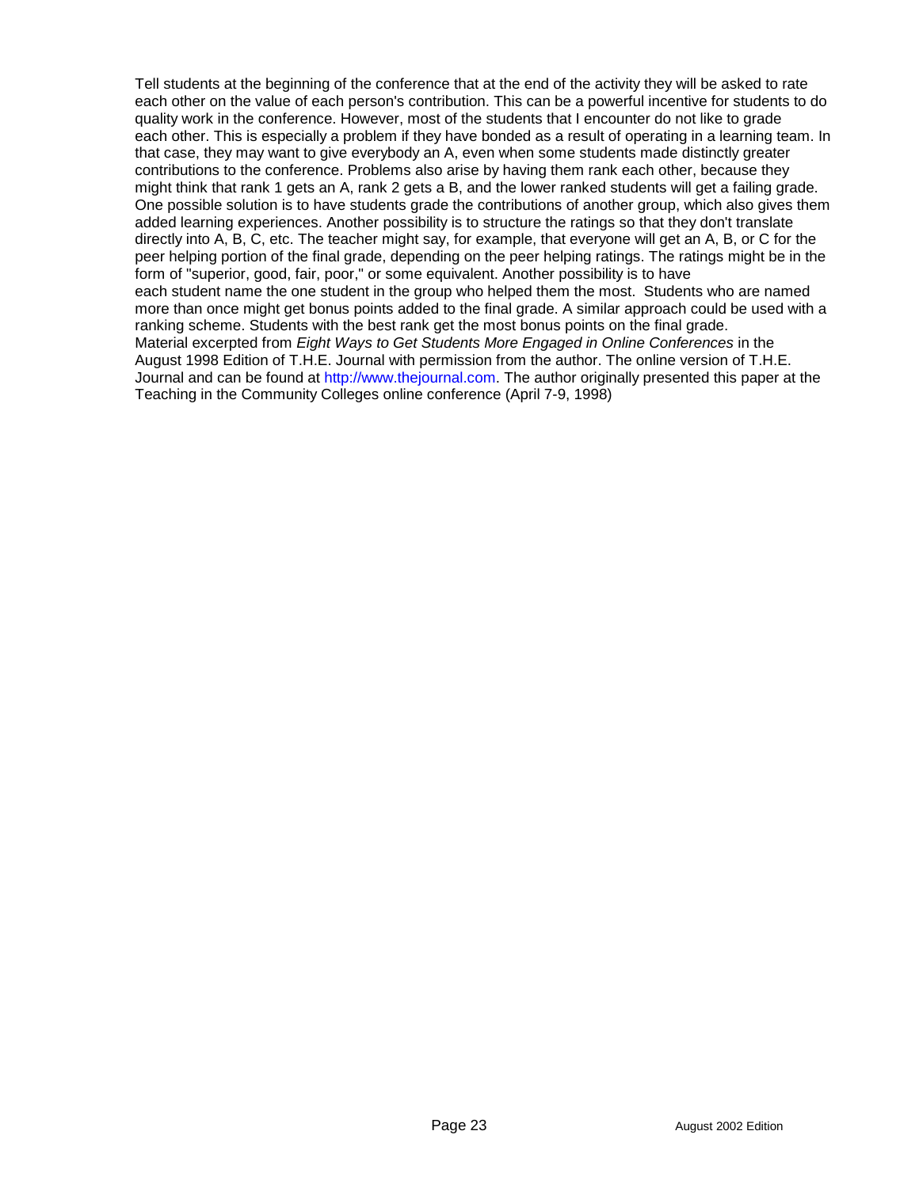Tell students at the beginning of the conference that at the end of the activity they will be asked to rate each other on the value of each person's contribution. This can be a powerful incentive for students to do quality work in the conference. However, most of the students that I encounter do not like to grade each other. This is especially a problem if they have bonded as a result of operating in a learning team. In that case, they may want to give everybody an A, even when some students made distinctly greater contributions to the conference. Problems also arise by having them rank each other, because they might think that rank 1 gets an A, rank 2 gets a B, and the lower ranked students will get a failing grade. One possible solution is to have students grade the contributions of another group, which also gives them added learning experiences. Another possibility is to structure the ratings so that they don't translate directly into A, B, C, etc. The teacher might say, for example, that everyone will get an A, B, or C for the peer helping portion of the final grade, depending on the peer helping ratings. The ratings might be in the form of "superior, good, fair, poor," or some equivalent. Another possibility is to have each student name the one student in the group who helped them the most. Students who are named more than once might get bonus points added to the final grade. A similar approach could be used with a ranking scheme. Students with the best rank get the most bonus points on the final grade.

Material excerpted from *Eight Ways to Get Students More Engaged in Online Conferences* in the August 1998 Edition of T.H.E. Journal with permission from the author. The online version of T.H.E. Journal and can be found at http://www.thejournal.com. The author originally presented this paper at the Teaching in the Community Colleges online conference (April 7-9, 1998)